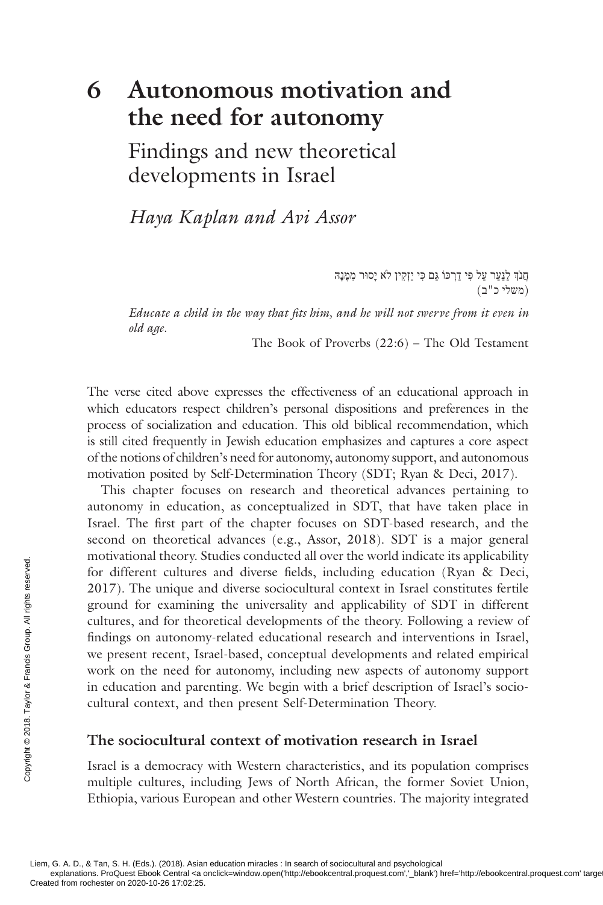# 6 Autonomous motivation and the need for autonomy

## Findings and new theoretical developments in Israel

*Haya Kaplan and Avi Assor*

חֲנֹךְ לַנַּעַר עַל פִּי דַרְכּוֹ גַּם כִּי יַזְקִין לֹא יָסוּר מִמֶּנָּה
(משלי כ"ב)

*Educate a child in the way that fits him, and he will not swerve from it even in old age.*

The Book of Proverbs (22:6) – The Old Testament

The verse cited above expresses the effectiveness of an educational approach in which educators respect children's personal dispositions and preferences in the process of socialization and education. This old biblical recommendation, which is still cited frequently in Jewish education emphasizes and captures a core aspect of the notions of children's need for autonomy, autonomy support, and autonomous motivation posited by Self-Determination Theory (SDT; Ryan & Deci, 2017).

This chapter focuses on research and theoretical advances pertaining to autonomy in education, as conceptualized in SDT, that have taken place in Israel. The first part of the chapter focuses on SDT-based research, and the second on theoretical advances (e.g., Assor, 2018). SDT is a major general motivational theory. Studies conducted all over the world indicate its applicability for different cultures and diverse fields, including education (Ryan & Deci, 2017). The unique and diverse sociocultural context in Israel constitutes fertile ground for examining the universality and applicability of SDT in different cultures, and for theoretical developments of the theory. Following a review of findings on autonomy-related educational research and interventions in Israel, we present recent, Israel-based, conceptual developments and related empirical work on the need for autonomy, including new aspects of autonomy support in education and parenting. We begin with a brief description of Israel's sociocultural context, and then present Self-Determination Theory.

### The sociocultural context of motivation research in Israel

Israel is a democracy with Western characteristics, and its population comprises multiple cultures, including Jews of North African, the former Soviet Union, Ethiopia, various European and other Western countries. The majority integrated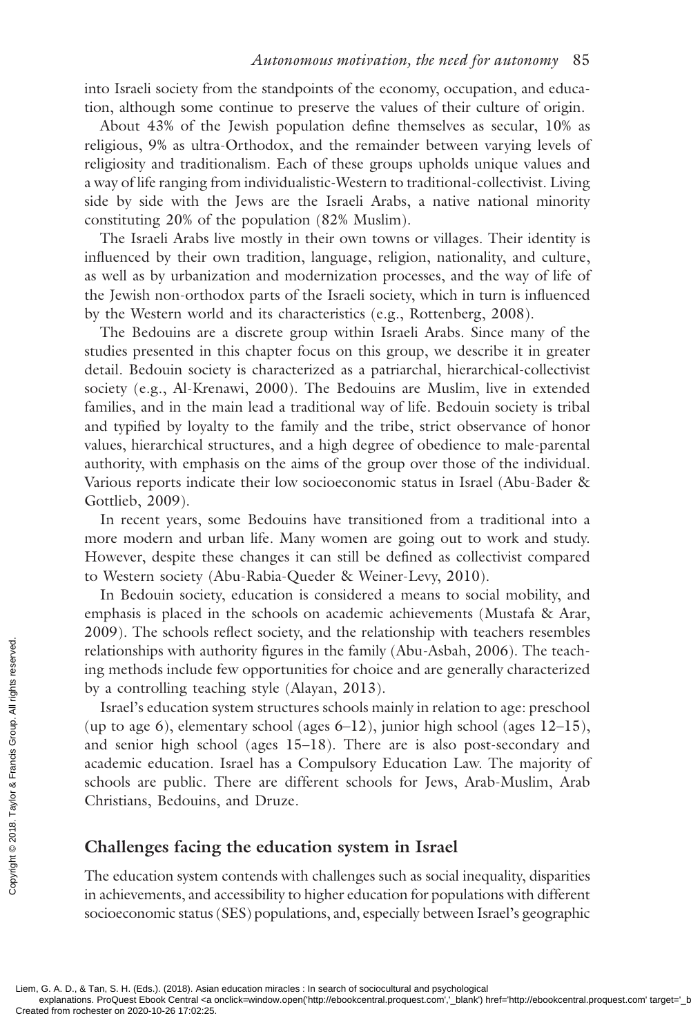into Israeli society from the standpoints of the economy, occupation, and education, although some continue to preserve the values of their culture of origin.

About 43% of the Jewish population define themselves as secular, 10% as religious, 9% as ultra-Orthodox, and the remainder between varying levels of religiosity and traditionalism. Each of these groups upholds unique values and a way of life ranging from individualistic-Western to traditional-collectivist. Living side by side with the Jews are the Israeli Arabs, a native national minority constituting 20% of the population (82% Muslim).

The Israeli Arabs live mostly in their own towns or villages. Their identity is influenced by their own tradition, language, religion, nationality, and culture, as well as by urbanization and modernization processes, and the way of life of the Jewish non-orthodox parts of the Israeli society, which in turn is influenced by the Western world and its characteristics (e.g., Rottenberg, 2008).

The Bedouins are a discrete group within Israeli Arabs. Since many of the studies presented in this chapter focus on this group, we describe it in greater detail. Bedouin society is characterized as a patriarchal, hierarchical-collectivist society (e.g., Al-Krenawi, 2000). The Bedouins are Muslim, live in extended families, and in the main lead a traditional way of life. Bedouin society is tribal and typified by loyalty to the family and the tribe, strict observance of honor values, hierarchical structures, and a high degree of obedience to male-parental authority, with emphasis on the aims of the group over those of the individual. Various reports indicate their low socioeconomic status in Israel (Abu-Bader & Gottlieb, 2009).

In recent years, some Bedouins have transitioned from a traditional into a more modern and urban life. Many women are going out to work and study. However, despite these changes it can still be defined as collectivist compared to Western society (Abu-Rabia-Queder & Weiner-Levy, 2010).

In Bedouin society, education is considered a means to social mobility, and emphasis is placed in the schools on academic achievements (Mustafa & Arar, 2009). The schools reflect society, and the relationship with teachers resembles relationships with authority figures in the family (Abu-Asbah, 2006). The teaching methods include few opportunities for choice and are generally characterized by a controlling teaching style (Alayan, 2013).

Israel's education system structures schools mainly in relation to age: preschool (up to age 6), elementary school (ages 6–12), junior high school (ages 12–15), and senior high school (ages 15–18). There are is also post-secondary and academic education. Israel has a Compulsory Education Law. The majority of schools are public. There are different schools for Jews, Arab-Muslim, Arab Christians, Bedouins, and Druze.

## Challenges facing the education system in Israel

The education system contends with challenges such as social inequality, disparities in achievements, and accessibility to higher education for populations with different socioeconomic status (SES) populations, and, especially between Israel's geographic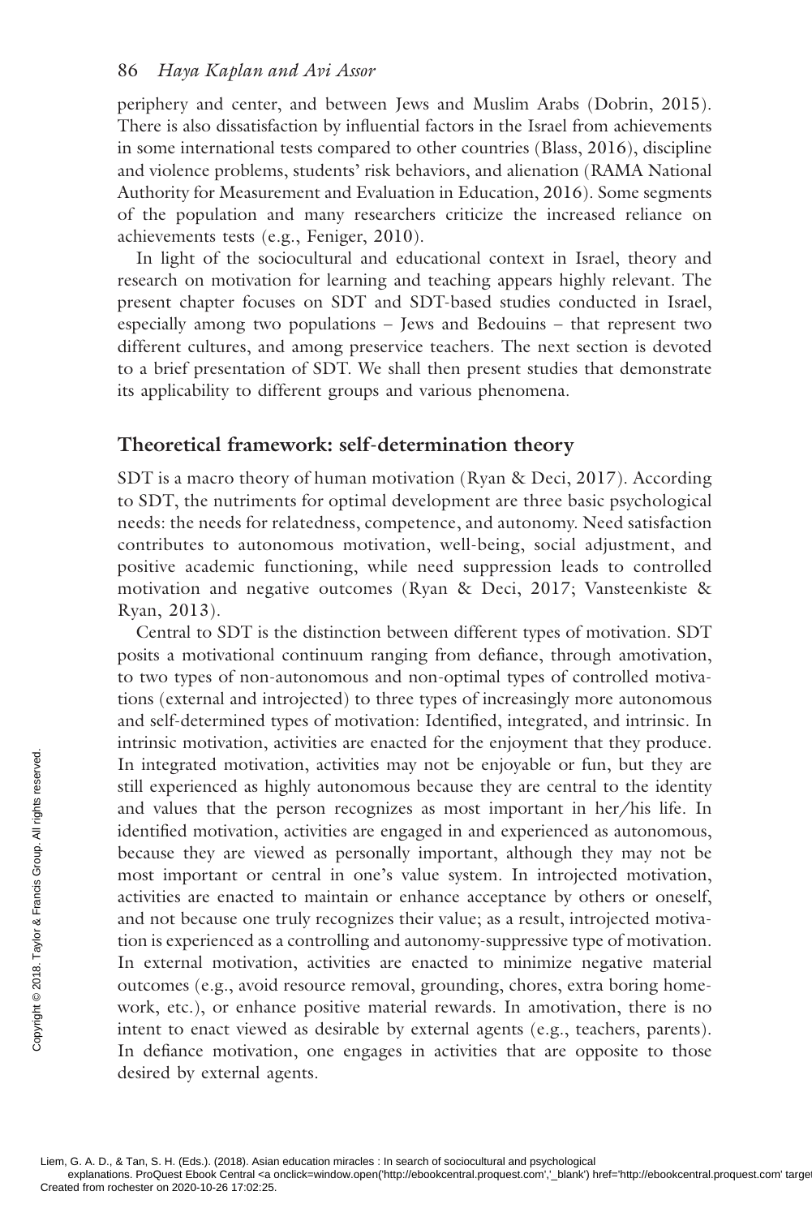periphery and center, and between Jews and Muslim Arabs (Dobrin, 2015). There is also dissatisfaction by influential factors in the Israel from achievements in some international tests compared to other countries (Blass, 2016), discipline and violence problems, students' risk behaviors, and alienation (RAMA National Authority for Measurement and Evaluation in Education, 2016). Some segments of the population and many researchers criticize the increased reliance on achievements tests (e.g., Feniger, 2010).

In light of the sociocultural and educational context in Israel, theory and research on motivation for learning and teaching appears highly relevant. The present chapter focuses on SDT and SDT-based studies conducted in Israel, especially among two populations – Jews and Bedouins – that represent two different cultures, and among preservice teachers. The next section is devoted to a brief presentation of SDT. We shall then present studies that demonstrate its applicability to different groups and various phenomena.

## Theoretical framework: self-determination theory

SDT is a macro theory of human motivation (Ryan & Deci, 2017). According to SDT, the nutriments for optimal development are three basic psychological needs: the needs for relatedness, competence, and autonomy. Need satisfaction contributes to autonomous motivation, well-being, social adjustment, and positive academic functioning, while need suppression leads to controlled motivation and negative outcomes (Ryan & Deci, 2017; Vansteenkiste & Ryan, 2013).

Central to SDT is the distinction between different types of motivation. SDT posits a motivational continuum ranging from defiance, through amotivation, to two types of non-autonomous and non-optimal types of controlled motivations (external and introjected) to three types of increasingly more autonomous and self-determined types of motivation: Identified, integrated, and intrinsic. In intrinsic motivation, activities are enacted for the enjoyment that they produce. In integrated motivation, activities may not be enjoyable or fun, but they are still experienced as highly autonomous because they are central to the identity and values that the person recognizes as most important in her/his life. In identified motivation, activities are engaged in and experienced as autonomous, because they are viewed as personally important, although they may not be most important or central in one's value system. In introjected motivation, activities are enacted to maintain or enhance acceptance by others or oneself, and not because one truly recognizes their value; as a result, introjected motivation is experienced as a controlling and autonomy-suppressive type of motivation. In external motivation, activities are enacted to minimize negative material outcomes (e.g., avoid resource removal, grounding, chores, extra boring homework, etc.), or enhance positive material rewards. In amotivation, there is no intent to enact viewed as desirable by external agents (e.g., teachers, parents). In defiance motivation, one engages in activities that are opposite to those desired by external agents.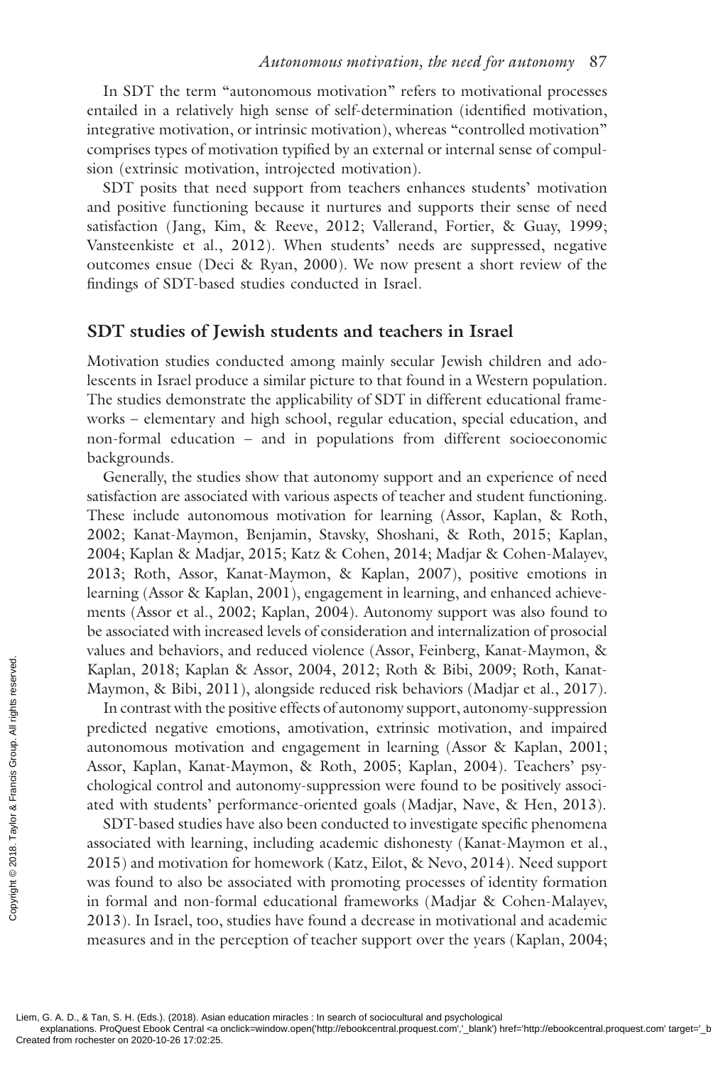In SDT the term "autonomous motivation" refers to motivational processes entailed in a relatively high sense of self-determination (identified motivation, integrative motivation, or intrinsic motivation), whereas "controlled motivation" comprises types of motivation typified by an external or internal sense of compulsion (extrinsic motivation, introjected motivation).

SDT posits that need support from teachers enhances students' motivation and positive functioning because it nurtures and supports their sense of need satisfaction (Jang, Kim, & Reeve, 2012; Vallerand, Fortier, & Guay, 1999; Vansteenkiste et al., 2012). When students' needs are suppressed, negative outcomes ensue (Deci & Ryan, 2000). We now present a short review of the findings of SDT-based studies conducted in Israel.

## SDT studies of Jewish students and teachers in Israel

Motivation studies conducted among mainly secular Jewish children and adolescents in Israel produce a similar picture to that found in a Western population. The studies demonstrate the applicability of SDT in different educational frameworks – elementary and high school, regular education, special education, and non-formal education – and in populations from different socioeconomic backgrounds.

Generally, the studies show that autonomy support and an experience of need satisfaction are associated with various aspects of teacher and student functioning. These include autonomous motivation for learning (Assor, Kaplan, & Roth, 2002; Kanat-Maymon, Benjamin, Stavsky, Shoshani, & Roth, 2015; Kaplan, 2004; Kaplan & Madjar, 2015; Katz & Cohen, 2014; Madjar & Cohen-Malayev, 2013; Roth, Assor, Kanat-Maymon, & Kaplan, 2007), positive emotions in learning (Assor & Kaplan, 2001), engagement in learning, and enhanced achievements (Assor et al., 2002; Kaplan, 2004). Autonomy support was also found to be associated with increased levels of consideration and internalization of prosocial values and behaviors, and reduced violence (Assor, Feinberg, Kanat-Maymon, & Kaplan, 2018; Kaplan & Assor, 2004, 2012; Roth & Bibi, 2009; Roth, Kanat-Maymon, & Bibi, 2011), alongside reduced risk behaviors (Madjar et al., 2017).

In contrast with the positive effects of autonomy support, autonomy-suppression predicted negative emotions, amotivation, extrinsic motivation, and impaired autonomous motivation and engagement in learning (Assor & Kaplan, 2001; Assor, Kaplan, Kanat-Maymon, & Roth, 2005; Kaplan, 2004). Teachers' psychological control and autonomy-suppression were found to be positively associated with students' performance-oriented goals (Madjar, Nave, & Hen, 2013).

SDT-based studies have also been conducted to investigate specific phenomena associated with learning, including academic dishonesty (Kanat-Maymon et al., 2015) and motivation for homework (Katz, Eilot, & Nevo, 2014). Need support was found to also be associated with promoting processes of identity formation in formal and non-formal educational frameworks (Madjar & Cohen-Malayev, 2013). In Israel, too, studies have found a decrease in motivational and academic measures and in the perception of teacher support over the years (Kaplan, 2004;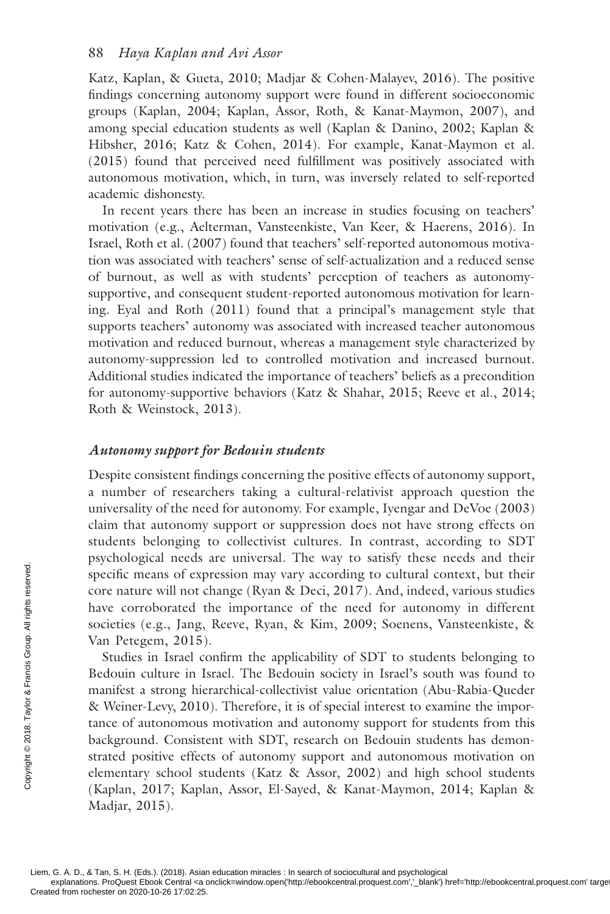Katz, Kaplan, & Gueta, 2010; Madjar & Cohen-Malayev, 2016). The positive findings concerning autonomy support were found in different socioeconomic groups (Kaplan, 2004; Kaplan, Assor, Roth, & Kanat-Maymon, 2007), and among special education students as well (Kaplan & Danino, 2002; Kaplan & Hibsher, 2016; Katz & Cohen, 2014). For example, Kanat-Maymon et al. (2015) found that perceived need fulfillment was positively associated with autonomous motivation, which, in turn, was inversely related to self-reported academic dishonesty.

In recent years there has been an increase in studies focusing on teachers' motivation (e.g., Aelterman, Vansteenkiste, Van Keer, & Haerens, 2016). In Israel, Roth et al. (2007) found that teachers' self-reported autonomous motivation was associated with teachers' sense of self-actualization and a reduced sense of burnout, as well as with students' perception of teachers as autonomy-supportive, and consequent student-reported autonomous motivation for learning. Eyal and Roth (2011) found that a principal's management style that supports teachers' autonomy was associated with increased teacher autonomous motivation and reduced burnout, whereas a management style characterized by autonomy-suppression led to controlled motivation and increased burnout. Additional studies indicated the importance of teachers' beliefs as a precondition for autonomy-supportive behaviors (Katz & Shahar, 2015; Reeve et al., 2014; Roth & Weinstock, 2013).

### *Autonomy support for Bedouin students*

Despite consistent findings concerning the positive effects of autonomy support, a number of researchers taking a cultural-relativist approach question the universality of the need for autonomy. For example, Iyengar and DeVoe (2003) claim that autonomy support or suppression does not have strong effects on students belonging to collectivist cultures. In contrast, according to SDT psychological needs are universal. The way to satisfy these needs and their specific means of expression may vary according to cultural context, but their core nature will not change (Ryan & Deci, 2017). And, indeed, various studies have corroborated the importance of the need for autonomy in different societies (e.g., Jang, Reeve, Ryan, & Kim, 2009; Soenens, Vansteenkiste, & Van Petegem, 2015).

Studies in Israel confirm the applicability of SDT to students belonging to Bedouin culture in Israel. The Bedouin society in Israel's south was found to manifest a strong hierarchical-collectivist value orientation (Abu-Rabia-Queder & Weiner-Levy, 2010). Therefore, it is of special interest to examine the importance of autonomous motivation and autonomy support for students from this background. Consistent with SDT, research on Bedouin students has demonstrated positive effects of autonomy support and autonomous motivation on elementary school students (Katz & Assor, 2002) and high school students (Kaplan, 2017; Kaplan, Assor, El-Sayed, & Kanat-Maymon, 2014; Kaplan & Madjar, 2015).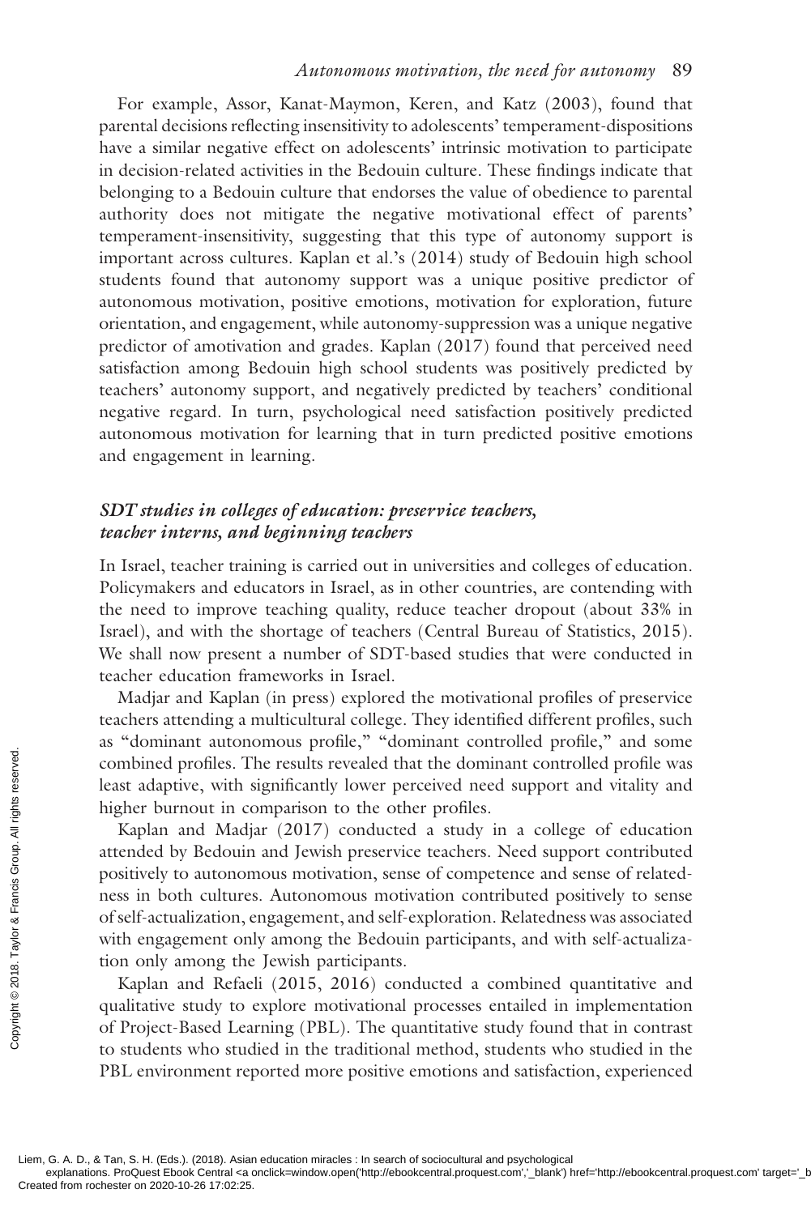For example, Assor, Kanat-Maymon, Keren, and Katz (2003), found that parental decisions reflecting insensitivity to adolescents' temperament-dispositions have a similar negative effect on adolescents' intrinsic motivation to participate in decision-related activities in the Bedouin culture. These findings indicate that belonging to a Bedouin culture that endorses the value of obedience to parental authority does not mitigate the negative motivational effect of parents' temperament-insensitivity, suggesting that this type of autonomy support is important across cultures. Kaplan et al.'s (2014) study of Bedouin high school students found that autonomy support was a unique positive predictor of autonomous motivation, positive emotions, motivation for exploration, future orientation, and engagement, while autonomy-suppression was a unique negative predictor of amotivation and grades. Kaplan (2017) found that perceived need satisfaction among Bedouin high school students was positively predicted by teachers' autonomy support, and negatively predicted by teachers' conditional negative regard. In turn, psychological need satisfaction positively predicted autonomous motivation for learning that in turn predicted positive emotions and engagement in learning.

### *SDT studies in colleges of education: preservice teachers, teacher interns, and beginning teachers*

In Israel, teacher training is carried out in universities and colleges of education. Policymakers and educators in Israel, as in other countries, are contending with the need to improve teaching quality, reduce teacher dropout (about 33% in Israel), and with the shortage of teachers (Central Bureau of Statistics, 2015). We shall now present a number of SDT-based studies that were conducted in teacher education frameworks in Israel.

Madjar and Kaplan (in press) explored the motivational profiles of preservice teachers attending a multicultural college. They identified different profiles, such as "dominant autonomous profile," "dominant controlled profile," and some combined profiles. The results revealed that the dominant controlled profile was least adaptive, with significantly lower perceived need support and vitality and higher burnout in comparison to the other profiles.

Kaplan and Madjar (2017) conducted a study in a college of education attended by Bedouin and Jewish preservice teachers. Need support contributed positively to autonomous motivation, sense of competence and sense of relatedness in both cultures. Autonomous motivation contributed positively to sense of self-actualization, engagement, and self-exploration. Relatedness was associated with engagement only among the Bedouin participants, and with self-actualization only among the Jewish participants.

Kaplan and Refaeli (2015, 2016) conducted a combined quantitative and qualitative study to explore motivational processes entailed in implementation of Project-Based Learning (PBL). The quantitative study found that in contrast to students who studied in the traditional method, students who studied in the PBL environment reported more positive emotions and satisfaction, experienced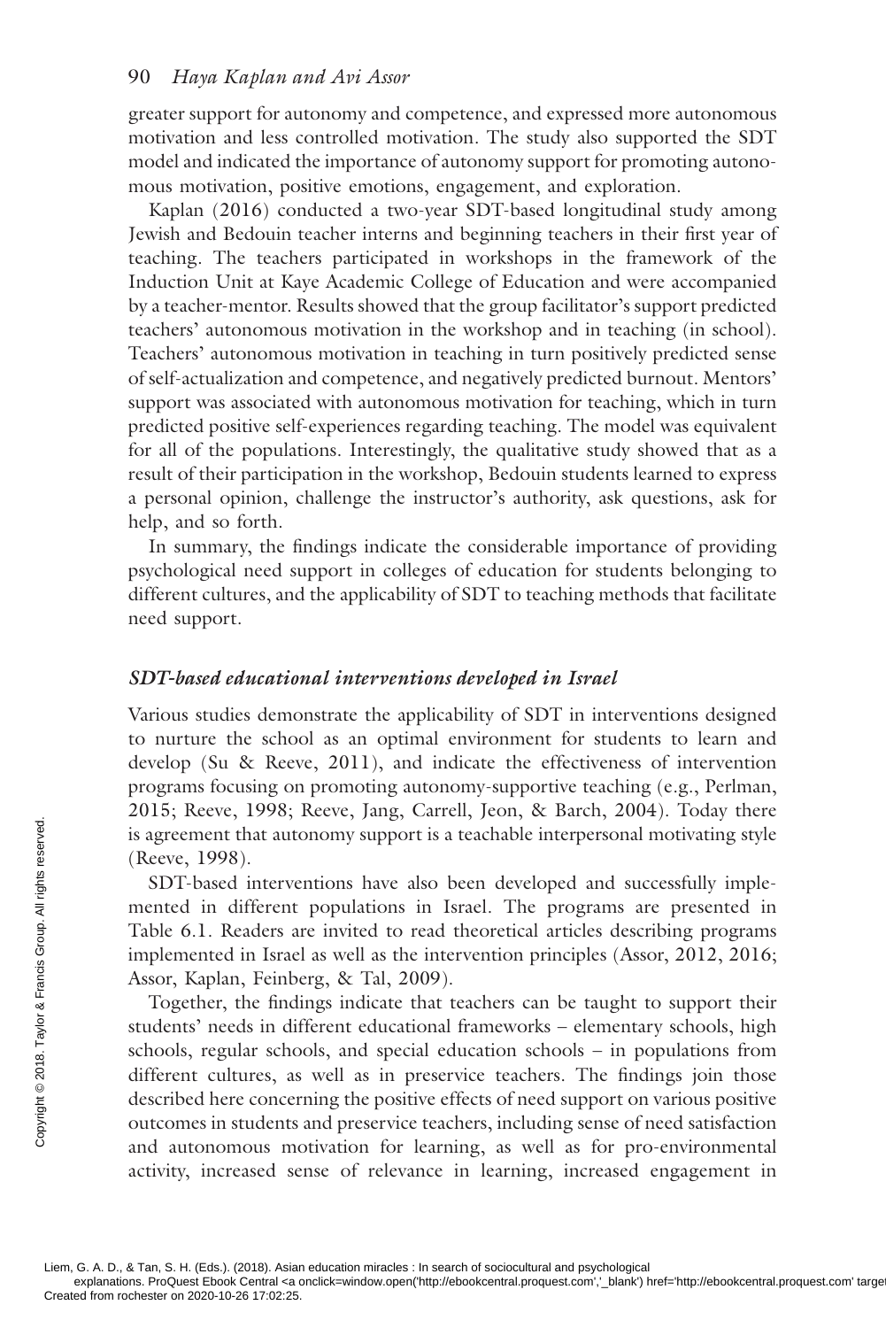greater support for autonomy and competence, and expressed more autonomous motivation and less controlled motivation. The study also supported the SDT model and indicated the importance of autonomy support for promoting autonomous motivation, positive emotions, engagement, and exploration.

Kaplan (2016) conducted a two-year SDT-based longitudinal study among Jewish and Bedouin teacher interns and beginning teachers in their first year of teaching. The teachers participated in workshops in the framework of the Induction Unit at Kaye Academic College of Education and were accompanied by a teacher-mentor. Results showed that the group facilitator's support predicted teachers' autonomous motivation in the workshop and in teaching (in school). Teachers' autonomous motivation in teaching in turn positively predicted sense of self-actualization and competence, and negatively predicted burnout. Mentors' support was associated with autonomous motivation for teaching, which in turn predicted positive self-experiences regarding teaching. The model was equivalent for all of the populations. Interestingly, the qualitative study showed that as a result of their participation in the workshop, Bedouin students learned to express a personal opinion, challenge the instructor's authority, ask questions, ask for help, and so forth.

In summary, the findings indicate the considerable importance of providing psychological need support in colleges of education for students belonging to different cultures, and the applicability of SDT to teaching methods that facilitate need support.

### *SDT-based educational interventions developed in Israel*

Various studies demonstrate the applicability of SDT in interventions designed to nurture the school as an optimal environment for students to learn and develop (Su & Reeve, 2011), and indicate the effectiveness of intervention programs focusing on promoting autonomy-supportive teaching (e.g., Perlman, 2015; Reeve, 1998; Reeve, Jang, Carrell, Jeon, & Barch, 2004). Today there is agreement that autonomy support is a teachable interpersonal motivating style (Reeve, 1998).

SDT-based interventions have also been developed and successfully implemented in different populations in Israel. The programs are presented in Table 6.1. Readers are invited to read theoretical articles describing programs implemented in Israel as well as the intervention principles (Assor, 2012, 2016; Assor, Kaplan, Feinberg, & Tal, 2009).

Together, the findings indicate that teachers can be taught to support their students' needs in different educational frameworks – elementary schools, high schools, regular schools, and special education schools – in populations from different cultures, as well as in preservice teachers. The findings join those described here concerning the positive effects of need support on various positive outcomes in students and preservice teachers, including sense of need satisfaction and autonomous motivation for learning, as well as for pro-environmental activity, increased sense of relevance in learning, increased engagement in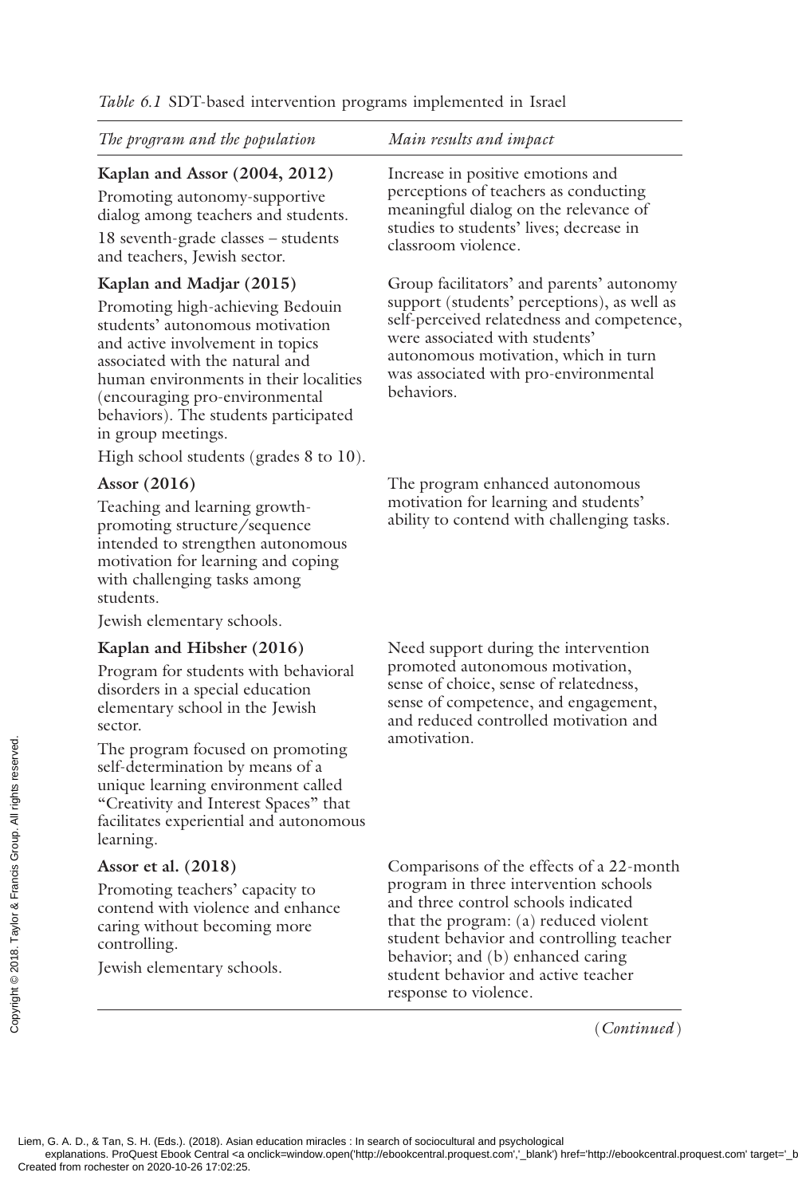*Table 6.1* SDT-based intervention programs implemented in Israel

| *The program and the population* | *Main results and impact* |
|---|---|
| **Kaplan and Assor (2004, 2012)** Promoting autonomy-supportive dialog among teachers and students. 18 seventh-grade classes – students and teachers, Jewish sector. | Increase in positive emotions and perceptions of teachers as conducting meaningful dialog on the relevance of studies to students' lives; decrease in classroom violence. |
| **Kaplan and Madjar (2015)** Promoting high-achieving Bedouin students' autonomous motivation and active involvement in topics associated with the natural and human environments in their localities (encouraging pro-environmental behaviors). The students participated in group meetings. High school students (grades 8 to 10). | Group facilitators' and parents' autonomy support (students' perceptions), as well as self-perceived relatedness and competence, were associated with students' autonomous motivation, which in turn was associated with pro-environmental behaviors. |
| **Assor (2016)** Teaching and learning growth-promoting structure/sequence intended to strengthen autonomous motivation for learning and coping with challenging tasks among students. Jewish elementary schools. | The program enhanced autonomous motivation for learning and students' ability to contend with challenging tasks. |
| **Kaplan and Hibsher (2016)** Program for students with behavioral disorders in a special education elementary school in the Jewish sector. The program focused on promoting self-determination by means of a unique learning environment called "Creativity and Interest Spaces" that facilitates experiential and autonomous learning. | Need support during the intervention promoted autonomous motivation, sense of choice, sense of relatedness, sense of competence, and engagement, and reduced controlled motivation and amotivation. |
| **Assor et al. (2018)** Promoting teachers' capacity to contend with violence and enhance caring without becoming more controlling. Jewish elementary schools. | Comparisons of the effects of a 22-month program in three intervention schools and three control schools indicated that the program: (a) reduced violent student behavior and controlling teacher behavior; and (b) enhanced caring student behavior and active teacher response to violence. |

(*Continued*)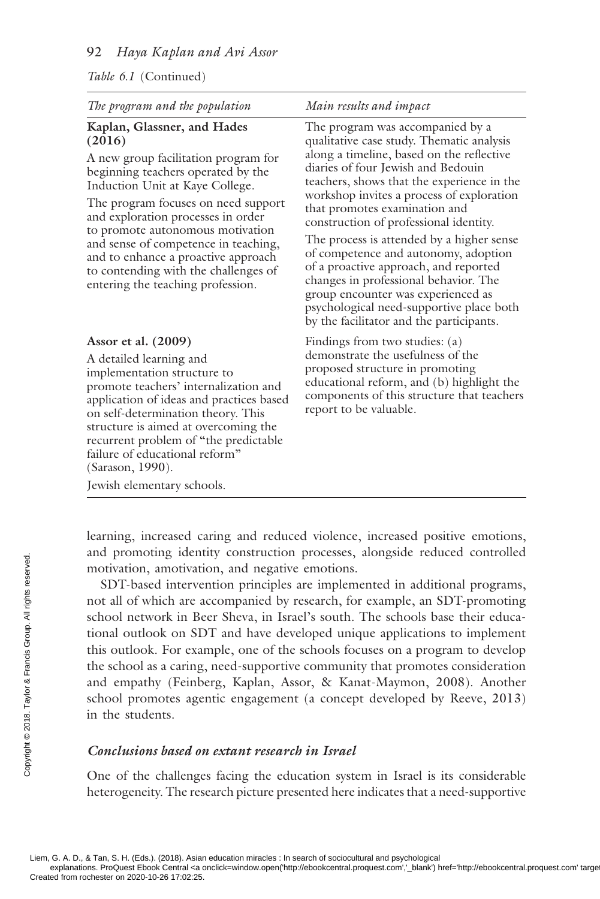*Table 6.1* (Continued)

| *The program and the population* | *Main results and impact* |
|---|---|
| **Kaplan, Glassner, and Hades (2016)**<br>A new group facilitation program for beginning teachers operated by the Induction Unit at Kaye College.<br>The program focuses on need support and exploration processes in order to promote autonomous motivation and sense of competence in teaching, and to enhance a proactive approach to contending with the challenges of entering the teaching profession. | The program was accompanied by a qualitative case study. Thematic analysis along a timeline, based on the reflective diaries of four Jewish and Bedouin teachers, shows that the experience in the workshop invites a process of exploration that promotes examination and construction of professional identity.<br>The process is attended by a higher sense of competence and autonomy, adoption of a proactive approach, and reported changes in professional behavior. The group encounter was experienced as psychological need-supportive place both by the facilitator and the participants. |
| **Assor et al. (2009)**<br>A detailed learning and implementation structure to promote teachers' internalization and application of ideas and practices based on self-determination theory. This structure is aimed at overcoming the recurrent problem of "the predictable failure of educational reform" (Sarason, 1990).<br>Jewish elementary schools. | Findings from two studies: (a) demonstrate the usefulness of the proposed structure in promoting educational reform, and (b) highlight the components of this structure that teachers report to be valuable. |

learning, increased caring and reduced violence, increased positive emotions, and promoting identity construction processes, alongside reduced controlled motivation, amotivation, and negative emotions.

SDT-based intervention principles are implemented in additional programs, not all of which are accompanied by research, for example, an SDT-promoting school network in Beer Sheva, in Israel's south. The schools base their educational outlook on SDT and have developed unique applications to implement this outlook. For example, one of the schools focuses on a program to develop the school as a caring, need-supportive community that promotes consideration and empathy (Feinberg, Kaplan, Assor, & Kanat-Maymon, 2008). Another school promotes agentic engagement (a concept developed by Reeve, 2013) in the students.

### *Conclusions based on extant research in Israel*

One of the challenges facing the education system in Israel is its considerable heterogeneity. The research picture presented here indicates that a need-supportive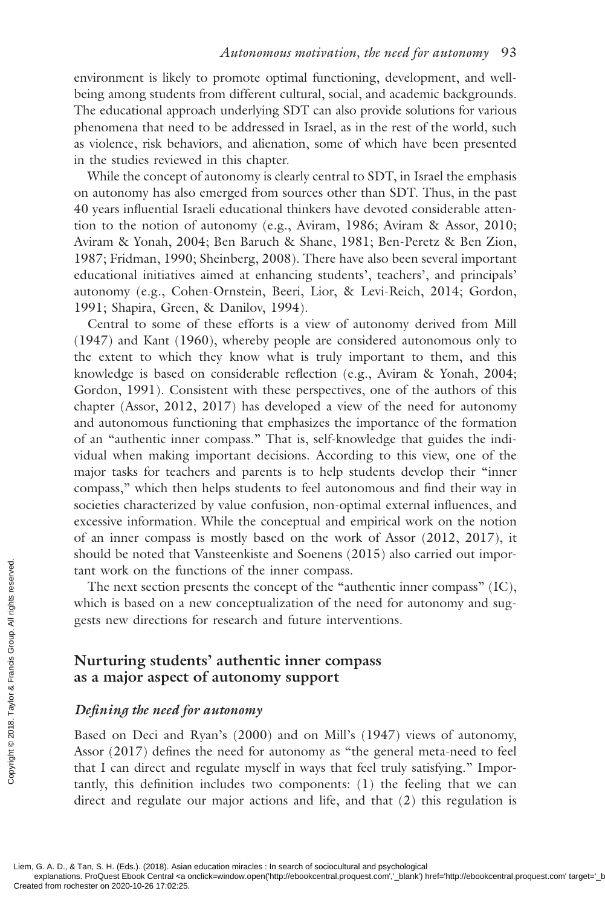environment is likely to promote optimal functioning, development, and well-being among students from different cultural, social, and academic backgrounds. The educational approach underlying SDT can also provide solutions for various phenomena that need to be addressed in Israel, as in the rest of the world, such as violence, risk behaviors, and alienation, some of which have been presented in the studies reviewed in this chapter.

While the concept of autonomy is clearly central to SDT, in Israel the emphasis on autonomy has also emerged from sources other than SDT. Thus, in the past 40 years influential Israeli educational thinkers have devoted considerable attention to the notion of autonomy (e.g., Aviram, 1986; Aviram & Assor, 2010; Aviram & Yonah, 2004; Ben Baruch & Shane, 1981; Ben-Peretz & Ben Zion, 1987; Fridman, 1990; Sheinberg, 2008). There have also been several important educational initiatives aimed at enhancing students', teachers', and principals' autonomy (e.g., Cohen-Ornstein, Beeri, Lior, & Levi-Reich, 2014; Gordon, 1991; Shapira, Green, & Danilov, 1994).

Central to some of these efforts is a view of autonomy derived from Mill (1947) and Kant (1960), whereby people are considered autonomous only to the extent to which they know what is truly important to them, and this knowledge is based on considerable reflection (e.g., Aviram & Yonah, 2004; Gordon, 1991). Consistent with these perspectives, one of the authors of this chapter (Assor, 2012, 2017) has developed a view of the need for autonomy and autonomous functioning that emphasizes the importance of the formation of an "authentic inner compass." That is, self-knowledge that guides the individual when making important decisions. According to this view, one of the major tasks for teachers and parents is to help students develop their "inner compass," which then helps students to feel autonomous and find their way in societies characterized by value confusion, non-optimal external influences, and excessive information. While the conceptual and empirical work on the notion of an inner compass is mostly based on the work of Assor (2012, 2017), it should be noted that Vansteenkiste and Soenens (2015) also carried out important work on the functions of the inner compass.

The next section presents the concept of the "authentic inner compass" (IC), which is based on a new conceptualization of the need for autonomy and suggests new directions for research and future interventions.

## Nurturing students' authentic inner compass as a major aspect of autonomy support

### *Defining the need for autonomy*

Based on Deci and Ryan's (2000) and on Mill's (1947) views of autonomy, Assor (2017) defines the need for autonomy as "the general meta-need to feel that I can direct and regulate myself in ways that feel truly satisfying." Importantly, this definition includes two components: (1) the feeling that we can direct and regulate our major actions and life, and that (2) this regulation is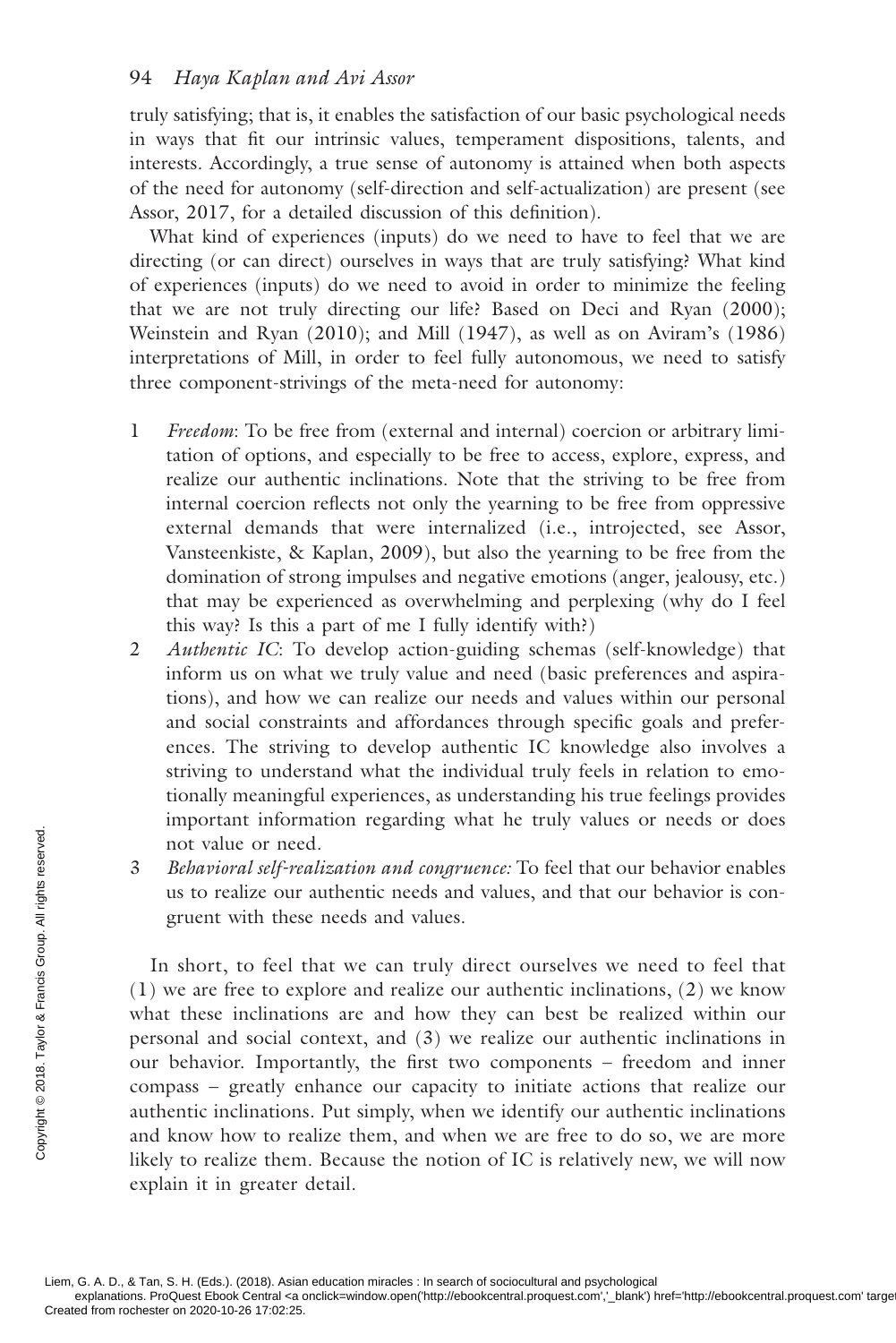truly satisfying; that is, it enables the satisfaction of our basic psychological needs in ways that fit our intrinsic values, temperament dispositions, talents, and interests. Accordingly, a true sense of autonomy is attained when both aspects of the need for autonomy (self-direction and self-actualization) are present (see Assor, 2017, for a detailed discussion of this definition).

What kind of experiences (inputs) do we need to have to feel that we are directing (or can direct) ourselves in ways that are truly satisfying? What kind of experiences (inputs) do we need to avoid in order to minimize the feeling that we are not truly directing our life? Based on Deci and Ryan (2000); Weinstein and Ryan (2010); and Mill (1947), as well as on Aviram's (1986) interpretations of Mill, in order to feel fully autonomous, we need to satisfy three component-strivings of the meta-need for autonomy:

1. *Freedom*: To be free from (external and internal) coercion or arbitrary limitation of options, and especially to be free to access, explore, express, and realize our authentic inclinations. Note that the striving to be free from internal coercion reflects not only the yearning to be free from oppressive external demands that were internalized (i.e., introjected, see Assor, Vansteenkiste, & Kaplan, 2009), but also the yearning to be free from the domination of strong impulses and negative emotions (anger, jealousy, etc.) that may be experienced as overwhelming and perplexing (why do I feel this way? Is this a part of me I fully identify with?)
2. *Authentic IC*: To develop action-guiding schemas (self-knowledge) that inform us on what we truly value and need (basic preferences and aspirations), and how we can realize our needs and values within our personal and social constraints and affordances through specific goals and preferences. The striving to develop authentic IC knowledge also involves a striving to understand what the individual truly feels in relation to emotionally meaningful experiences, as understanding his true feelings provides important information regarding what he truly values or needs or does not value or need.
3. *Behavioral self-realization and congruence:* To feel that our behavior enables us to realize our authentic needs and values, and that our behavior is congruent with these needs and values.

In short, to feel that we can truly direct ourselves we need to feel that (1) we are free to explore and realize our authentic inclinations, (2) we know what these inclinations are and how they can best be realized within our personal and social context, and (3) we realize our authentic inclinations in our behavior. Importantly, the first two components – freedom and inner compass – greatly enhance our capacity to initiate actions that realize our authentic inclinations. Put simply, when we identify our authentic inclinations and know how to realize them, and when we are free to do so, we are more likely to realize them. Because the notion of IC is relatively new, we will now explain it in greater detail.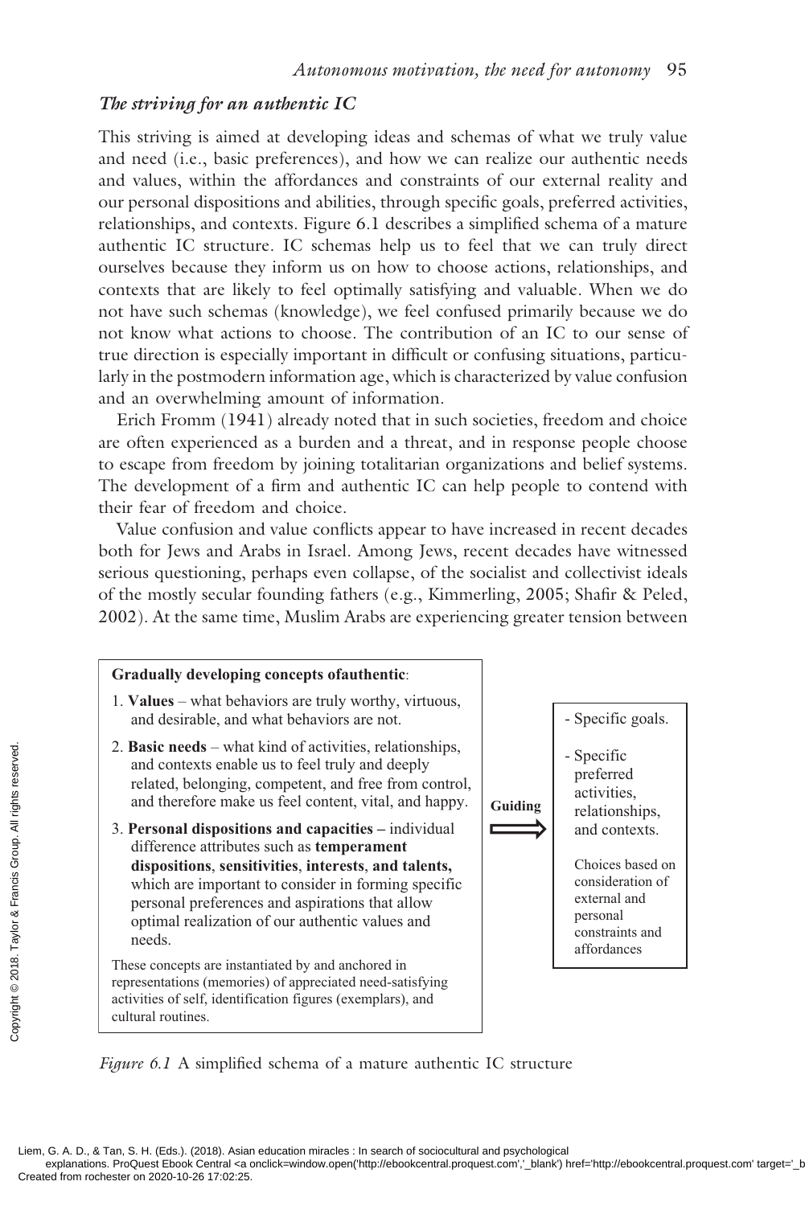### *The striving for an authentic IC*

This striving is aimed at developing ideas and schemas of what we truly value and need (i.e., basic preferences), and how we can realize our authentic needs and values, within the affordances and constraints of our external reality and our personal dispositions and abilities, through specific goals, preferred activities, relationships, and contexts. Figure 6.1 describes a simplified schema of a mature authentic IC structure. IC schemas help us to feel that we can truly direct ourselves because they inform us on how to choose actions, relationships, and contexts that are likely to feel optimally satisfying and valuable. When we do not have such schemas (knowledge), we feel confused primarily because we do not know what actions to choose. The contribution of an IC to our sense of true direction is especially important in difficult or confusing situations, particularly in the postmodern information age, which is characterized by value confusion and an overwhelming amount of information.

Erich Fromm (1941) already noted that in such societies, freedom and choice are often experienced as a burden and a threat, and in response people choose to escape from freedom by joining totalitarian organizations and belief systems. The development of a firm and authentic IC can help people to contend with their fear of freedom and choice.

Value confusion and value conflicts appear to have increased in recent decades both for Jews and Arabs in Israel. Among Jews, recent decades have witnessed serious questioning, perhaps even collapse, of the socialist and collectivist ideals of the mostly secular founding fathers (e.g., Kimmerling, 2005; Shafir & Peled, 2002). At the same time, Muslim Arabs are experiencing greater tension between

**Gradually developing concepts ofauthentic**:

1. **Values** – what behaviors are truly worthy, virtuous, and desirable, and what behaviors are not.
2. **Basic needs** – what kind of activities, relationships, and contexts enable us to feel truly and deeply related, belonging, competent, and free from control, and therefore make us feel content, vital, and happy.
3. **Personal dispositions and capacities –** individual difference attributes such as **temperament dispositions**, **sensitivities**, **interests**, **and talents,** which are important to consider in forming specific personal preferences and aspirations that allow optimal realization of our authentic values and needs.

These concepts are instantiated by and anchored in representations (memories) of appreciated need-satisfying activities of self, identification figures (exemplars), and cultural routines.

**Guiding** ⟹

- Specific goals.
- Specific preferred activities, relationships, and contexts.

Choices based on consideration of external and personal constraints and affordances

*Figure 6.1* A simplified schema of a mature authentic IC structure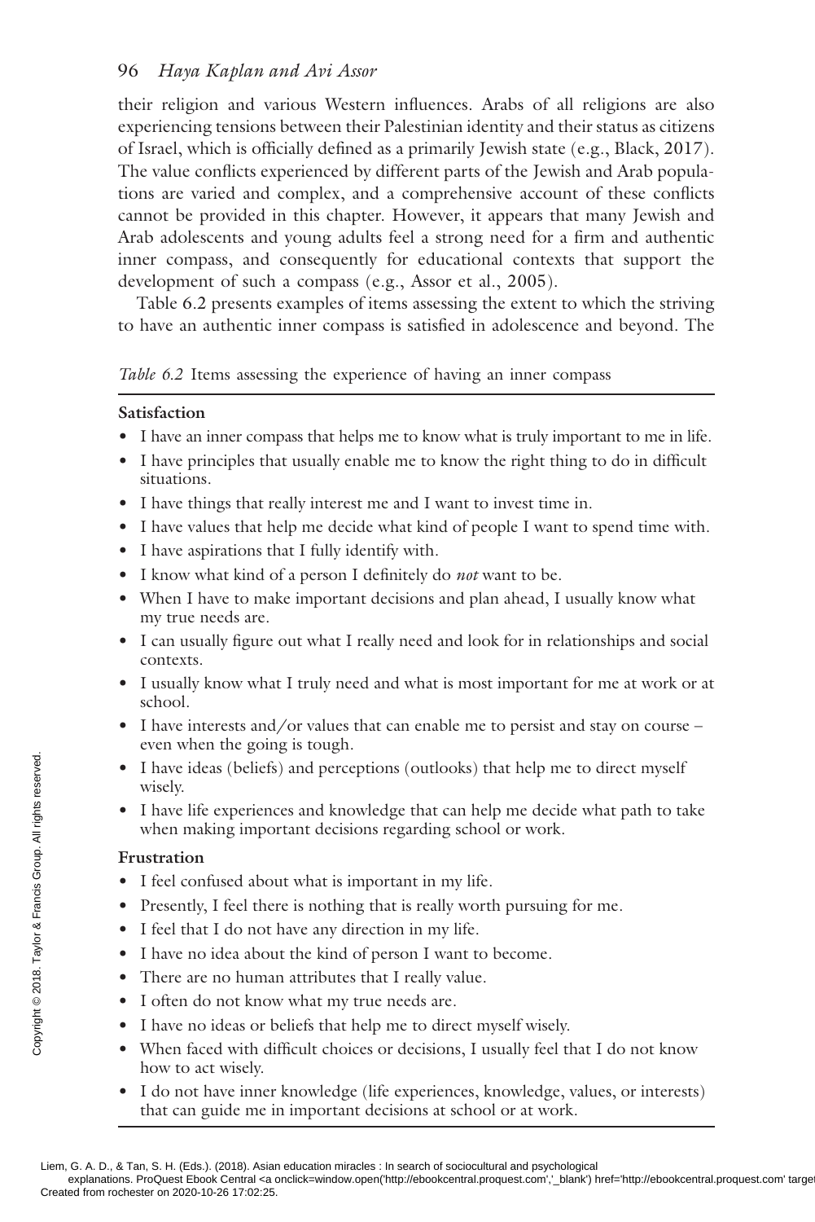their religion and various Western influences. Arabs of all religions are also experiencing tensions between their Palestinian identity and their status as citizens of Israel, which is officially defined as a primarily Jewish state (e.g., Black, 2017). The value conflicts experienced by different parts of the Jewish and Arab populations are varied and complex, and a comprehensive account of these conflicts cannot be provided in this chapter. However, it appears that many Jewish and Arab adolescents and young adults feel a strong need for a firm and authentic inner compass, and consequently for educational contexts that support the development of such a compass (e.g., Assor et al., 2005).

Table 6.2 presents examples of items assessing the extent to which the striving to have an authentic inner compass is satisfied in adolescence and beyond. The

*Table 6.2* Items assessing the experience of having an inner compass

**Satisfaction**

- I have an inner compass that helps me to know what is truly important to me in life.
- I have principles that usually enable me to know the right thing to do in difficult situations.
- I have things that really interest me and I want to invest time in.
- I have values that help me decide what kind of people I want to spend time with.
- I have aspirations that I fully identify with.
- I know what kind of a person I definitely do *not* want to be.
- When I have to make important decisions and plan ahead, I usually know what my true needs are.
- I can usually figure out what I really need and look for in relationships and social contexts.
- I usually know what I truly need and what is most important for me at work or at school.
- I have interests and/or values that can enable me to persist and stay on course – even when the going is tough.
- I have ideas (beliefs) and perceptions (outlooks) that help me to direct myself wisely.
- I have life experiences and knowledge that can help me decide what path to take when making important decisions regarding school or work.

**Frustration**

- I feel confused about what is important in my life.
- Presently, I feel there is nothing that is really worth pursuing for me.
- I feel that I do not have any direction in my life.
- I have no idea about the kind of person I want to become.
- There are no human attributes that I really value.
- I often do not know what my true needs are.
- I have no ideas or beliefs that help me to direct myself wisely.
- When faced with difficult choices or decisions, I usually feel that I do not know how to act wisely.
- I do not have inner knowledge (life experiences, knowledge, values, or interests) that can guide me in important decisions at school or at work.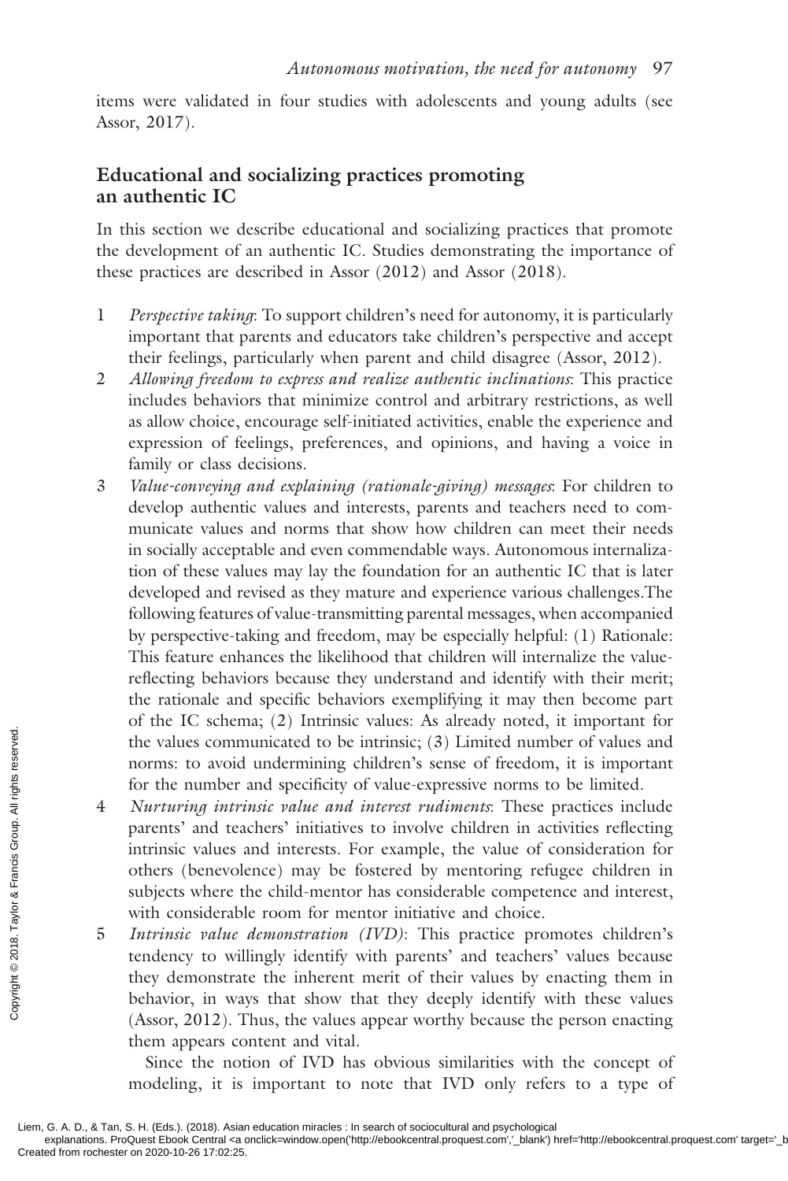items were validated in four studies with adolescents and young adults (see Assor, 2017).

## Educational and socializing practices promoting an authentic IC

In this section we describe educational and socializing practices that promote the development of an authentic IC. Studies demonstrating the importance of these practices are described in Assor (2012) and Assor (2018).

1. *Perspective taking*: To support children's need for autonomy, it is particularly important that parents and educators take children's perspective and accept their feelings, particularly when parent and child disagree (Assor, 2012).
2. *Allowing freedom to express and realize authentic inclinations*: This practice includes behaviors that minimize control and arbitrary restrictions, as well as allow choice, encourage self-initiated activities, enable the experience and expression of feelings, preferences, and opinions, and having a voice in family or class decisions.
3. *Value-conveying and explaining (rationale-giving) messages*: For children to develop authentic values and interests, parents and teachers need to communicate values and norms that show how children can meet their needs in socially acceptable and even commendable ways. Autonomous internalization of these values may lay the foundation for an authentic IC that is later developed and revised as they mature and experience various challenges.The following features of value-transmitting parental messages, when accompanied by perspective-taking and freedom, may be especially helpful: (1) Rationale: This feature enhances the likelihood that children will internalize the value-reflecting behaviors because they understand and identify with their merit; the rationale and specific behaviors exemplifying it may then become part of the IC schema; (2) Intrinsic values: As already noted, it important for the values communicated to be intrinsic; (3) Limited number of values and norms: to avoid undermining children's sense of freedom, it is important for the number and specificity of value-expressive norms to be limited.
4. *Nurturing intrinsic value and interest rudiments*: These practices include parents' and teachers' initiatives to involve children in activities reflecting intrinsic values and interests. For example, the value of consideration for others (benevolence) may be fostered by mentoring refugee children in subjects where the child-mentor has considerable competence and interest, with considerable room for mentor initiative and choice.
5. *Intrinsic value demonstration (IVD)*: This practice promotes children's tendency to willingly identify with parents' and teachers' values because they demonstrate the inherent merit of their values by enacting them in behavior, in ways that show that they deeply identify with these values (Assor, 2012). Thus, the values appear worthy because the person enacting them appears content and vital.

   Since the notion of IVD has obvious similarities with the concept of modeling, it is important to note that IVD only refers to a type of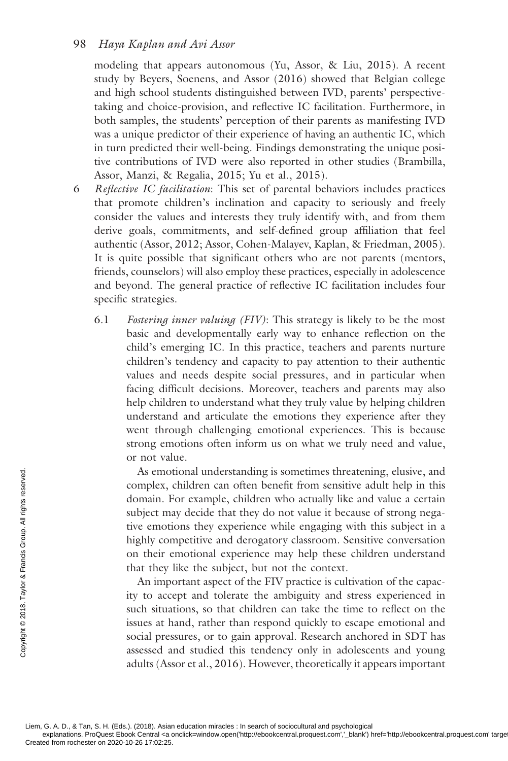modeling that appears autonomous (Yu, Assor, & Liu, 2015). A recent study by Beyers, Soenens, and Assor (2016) showed that Belgian college and high school students distinguished between IVD, parents' perspective-taking and choice-provision, and reflective IC facilitation. Furthermore, in both samples, the students' perception of their parents as manifesting IVD was a unique predictor of their experience of having an authentic IC, which in turn predicted their well-being. Findings demonstrating the unique positive contributions of IVD were also reported in other studies (Brambilla, Assor, Manzi, & Regalia, 2015; Yu et al., 2015).

6 *Reflective IC facilitation*: This set of parental behaviors includes practices that promote children's inclination and capacity to seriously and freely consider the values and interests they truly identify with, and from them derive goals, commitments, and self-defined group affiliation that feel authentic (Assor, 2012; Assor, Cohen-Malayev, Kaplan, & Friedman, 2005). It is quite possible that significant others who are not parents (mentors, friends, counselors) will also employ these practices, especially in adolescence and beyond. The general practice of reflective IC facilitation includes four specific strategies.

   6.1 *Fostering inner valuing (FIV)*: This strategy is likely to be the most basic and developmentally early way to enhance reflection on the child's emerging IC. In this practice, teachers and parents nurture children's tendency and capacity to pay attention to their authentic values and needs despite social pressures, and in particular when facing difficult decisions. Moreover, teachers and parents may also help children to understand what they truly value by helping children understand and articulate the emotions they experience after they went through challenging emotional experiences. This is because strong emotions often inform us on what we truly need and value, or not value.

   As emotional understanding is sometimes threatening, elusive, and complex, children can often benefit from sensitive adult help in this domain. For example, children who actually like and value a certain subject may decide that they do not value it because of strong negative emotions they experience while engaging with this subject in a highly competitive and derogatory classroom. Sensitive conversation on their emotional experience may help these children understand that they like the subject, but not the context.

   An important aspect of the FIV practice is cultivation of the capacity to accept and tolerate the ambiguity and stress experienced in such situations, so that children can take the time to reflect on the issues at hand, rather than respond quickly to escape emotional and social pressures, or to gain approval. Research anchored in SDT has assessed and studied this tendency only in adolescents and young adults (Assor et al., 2016). However, theoretically it appears important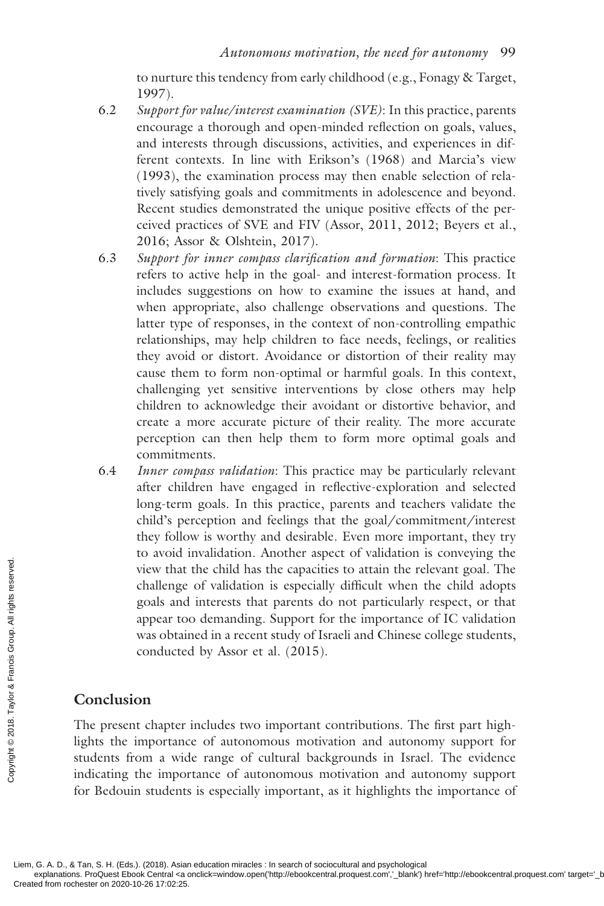to nurture this tendency from early childhood (e.g., Fonagy & Target, 1997).

6.2 *Support for value/interest examination (SVE)*: In this practice, parents encourage a thorough and open-minded reflection on goals, values, and interests through discussions, activities, and experiences in different contexts. In line with Erikson's (1968) and Marcia's view (1993), the examination process may then enable selection of relatively satisfying goals and commitments in adolescence and beyond. Recent studies demonstrated the unique positive effects of the perceived practices of SVE and FIV (Assor, 2011, 2012; Beyers et al., 2016; Assor & Olshtein, 2017).

6.3 *Support for inner compass clarification and formation*: This practice refers to active help in the goal- and interest-formation process. It includes suggestions on how to examine the issues at hand, and when appropriate, also challenge observations and questions. The latter type of responses, in the context of non-controlling empathic relationships, may help children to face needs, feelings, or realities they avoid or distort. Avoidance or distortion of their reality may cause them to form non-optimal or harmful goals. In this context, challenging yet sensitive interventions by close others may help children to acknowledge their avoidant or distortive behavior, and create a more accurate picture of their reality. The more accurate perception can then help them to form more optimal goals and commitments.

6.4 *Inner compass validation*: This practice may be particularly relevant after children have engaged in reflective-exploration and selected long-term goals. In this practice, parents and teachers validate the child's perception and feelings that the goal/commitment/interest they follow is worthy and desirable. Even more important, they try to avoid invalidation. Another aspect of validation is conveying the view that the child has the capacities to attain the relevant goal. The challenge of validation is especially difficult when the child adopts goals and interests that parents do not particularly respect, or that appear too demanding. Support for the importance of IC validation was obtained in a recent study of Israeli and Chinese college students, conducted by Assor et al. (2015).

## Conclusion

The present chapter includes two important contributions. The first part highlights the importance of autonomous motivation and autonomy support for students from a wide range of cultural backgrounds in Israel. The evidence indicating the importance of autonomous motivation and autonomy support for Bedouin students is especially important, as it highlights the importance of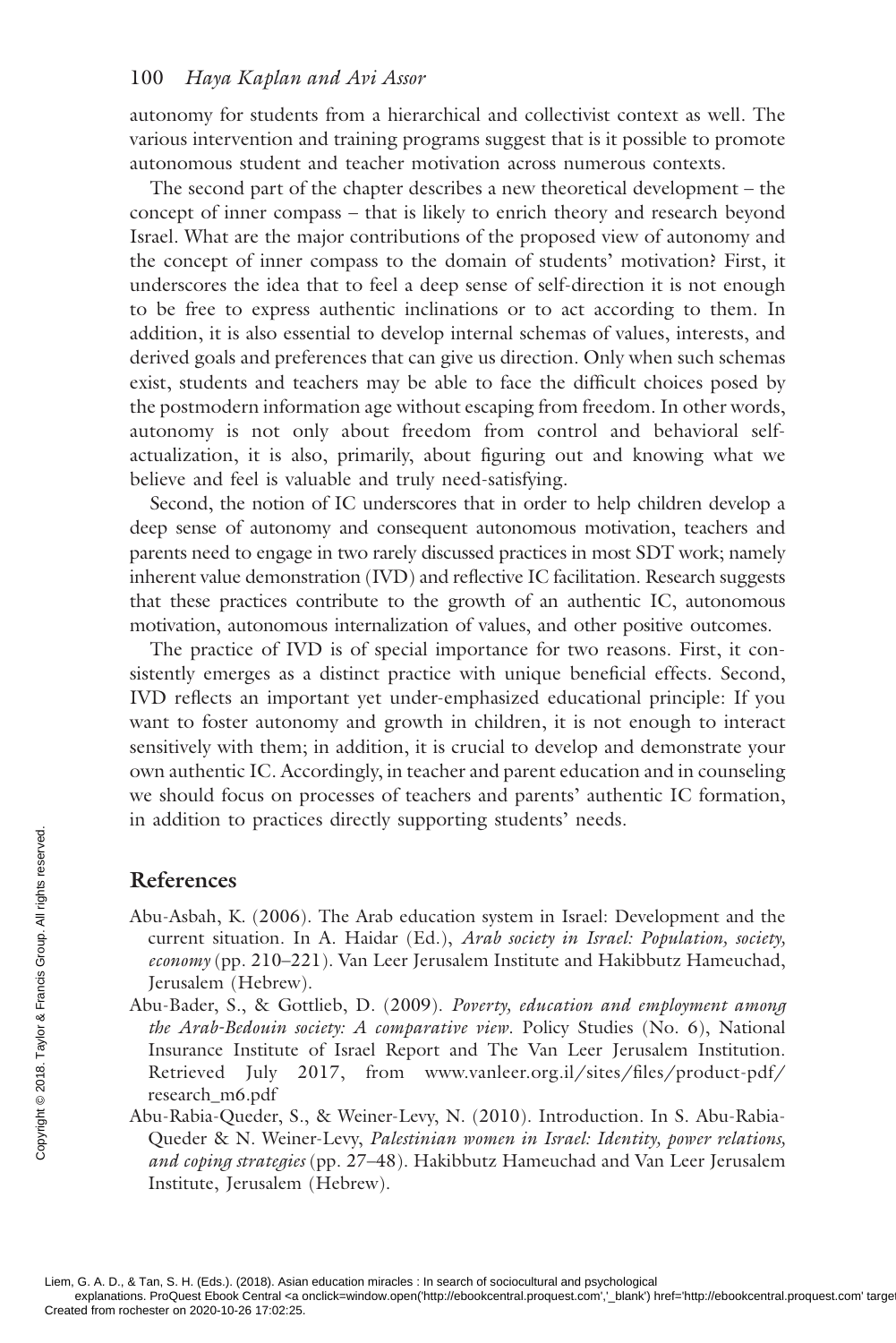autonomy for students from a hierarchical and collectivist context as well. The various intervention and training programs suggest that is it possible to promote autonomous student and teacher motivation across numerous contexts.

The second part of the chapter describes a new theoretical development – the concept of inner compass – that is likely to enrich theory and research beyond Israel. What are the major contributions of the proposed view of autonomy and the concept of inner compass to the domain of students' motivation? First, it underscores the idea that to feel a deep sense of self-direction it is not enough to be free to express authentic inclinations or to act according to them. In addition, it is also essential to develop internal schemas of values, interests, and derived goals and preferences that can give us direction. Only when such schemas exist, students and teachers may be able to face the difficult choices posed by the postmodern information age without escaping from freedom. In other words, autonomy is not only about freedom from control and behavioral self-actualization, it is also, primarily, about figuring out and knowing what we believe and feel is valuable and truly need-satisfying.

Second, the notion of IC underscores that in order to help children develop a deep sense of autonomy and consequent autonomous motivation, teachers and parents need to engage in two rarely discussed practices in most SDT work; namely inherent value demonstration (IVD) and reflective IC facilitation. Research suggests that these practices contribute to the growth of an authentic IC, autonomous motivation, autonomous internalization of values, and other positive outcomes.

The practice of IVD is of special importance for two reasons. First, it consistently emerges as a distinct practice with unique beneficial effects. Second, IVD reflects an important yet under-emphasized educational principle: If you want to foster autonomy and growth in children, it is not enough to interact sensitively with them; in addition, it is crucial to develop and demonstrate your own authentic IC. Accordingly, in teacher and parent education and in counseling we should focus on processes of teachers and parents' authentic IC formation, in addition to practices directly supporting students' needs.

## References

Abu-Asbah, K. (2006). The Arab education system in Israel: Development and the current situation. In A. Haidar (Ed.), *Arab society in Israel: Population, society, economy* (pp. 210–221). Van Leer Jerusalem Institute and Hakibbutz Hameuchad, Jerusalem (Hebrew).

Abu-Bader, S., & Gottlieb, D. (2009). *Poverty, education and employment among the Arab-Bedouin society: A comparative view*. Policy Studies (No. 6), National Insurance Institute of Israel Report and The Van Leer Jerusalem Institution. Retrieved July 2017, from www.vanleer.org.il/sites/files/product-pdf/research_m6.pdf

Abu-Rabia-Queder, S., & Weiner-Levy, N. (2010). Introduction. In S. Abu-Rabia-Queder & N. Weiner-Levy, *Palestinian women in Israel: Identity, power relations, and coping strategies* (pp. 27–48). Hakibbutz Hameuchad and Van Leer Jerusalem Institute, Jerusalem (Hebrew).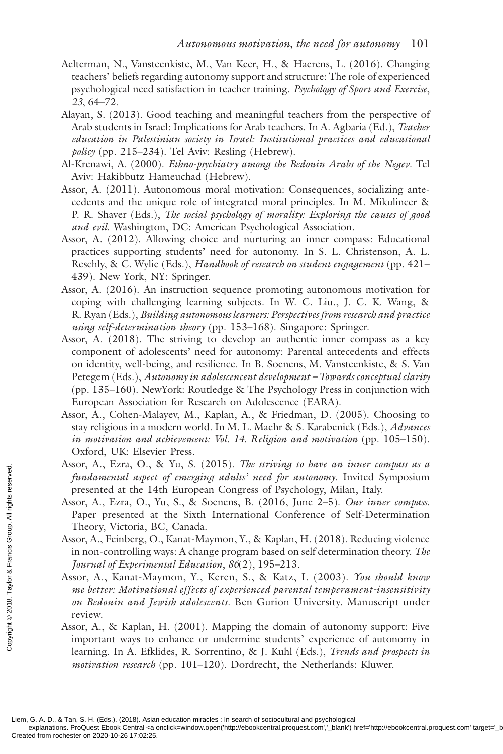Aelterman, N., Vansteenkiste, M., Van Keer, H., & Haerens, L. (2016). Changing teachers' beliefs regarding autonomy support and structure: The role of experienced psychological need satisfaction in teacher training. *Psychology of Sport and Exercise*, *23*, 64–72.

Alayan, S. (2013). Good teaching and meaningful teachers from the perspective of Arab students in Israel: Implications for Arab teachers. In A. Agbaria (Ed.), *Teacher education in Palestinian society in Israel: Institutional practices and educational policy* (pp. 215–234). Tel Aviv: Resling (Hebrew).

Al-Krenawi, A. (2000). *Ethno-psychiatry among the Bedouin Arabs of the Negev*. Tel Aviv: Hakibbutz Hameuchad (Hebrew).

Assor, A. (2011). Autonomous moral motivation: Consequences, socializing antecedents and the unique role of integrated moral principles. In M. Mikulincer & P. R. Shaver (Eds.), *The social psychology of morality: Exploring the causes of good and evil*. Washington, DC: American Psychological Association.

Assor, A. (2012). Allowing choice and nurturing an inner compass: Educational practices supporting students' need for autonomy. In S. L. Christenson, A. L. Reschly, & C. Wylie (Eds.), *Handbook of research on student engagement* (pp. 421–439). New York, NY: Springer.

Assor, A. (2016). An instruction sequence promoting autonomous motivation for coping with challenging learning subjects. In W. C. Liu., J. C. K. Wang, & R. Ryan (Eds.), *Building autonomous learners: Perspectives from research and practice using self-determination theory* (pp. 153–168). Singapore: Springer.

Assor, A. (2018). The striving to develop an authentic inner compass as a key component of adolescents' need for autonomy: Parental antecedents and effects on identity, well-being, and resilience. In B. Soenens, M. Vansteenkiste, & S. Van Petegem (Eds.), *Autonomy in adolescencent development – Towards conceptual clarity* (pp. 135–160). NewYork: Routledge & The Psychology Press in conjunction with European Association for Research on Adolescence (EARA).

Assor, A., Cohen-Malayev, M., Kaplan, A., & Friedman, D. (2005). Choosing to stay religious in a modern world. In M. L. Maehr & S. Karabenick (Eds.), *Advances in motivation and achievement: Vol. 14. Religion and motivation* (pp. 105–150). Oxford, UK: Elsevier Press.

Assor, A., Ezra, O., & Yu, S. (2015). *The striving to have an inner compass as a fundamental aspect of emerging adults' need for autonomy*. Invited Symposium presented at the 14th European Congress of Psychology, Milan, Italy.

Assor, A., Ezra, O., Yu, S., & Soenens, B. (2016, June 2–5). *Our inner compass*. Paper presented at the Sixth International Conference of Self-Determination Theory, Victoria, BC, Canada.

Assor, A., Feinberg, O., Kanat-Maymon, Y., & Kaplan, H. (2018). Reducing violence in non-controlling ways: A change program based on self determination theory. *The Journal of Experimental Education*, *86*(2), 195–213.

Assor, A., Kanat-Maymon, Y., Keren, S., & Katz, I. (2003). *You should know me better: Motivational effects of experienced parental temperament-insensitivity on Bedouin and Jewish adolescents*. Ben Gurion University. Manuscript under review.

Assor, A., & Kaplan, H. (2001). Mapping the domain of autonomy support: Five important ways to enhance or undermine students' experience of autonomy in learning. In A. Efklides, R. Sorrentino, & J. Kuhl (Eds.), *Trends and prospects in motivation research* (pp. 101–120). Dordrecht, the Netherlands: Kluwer.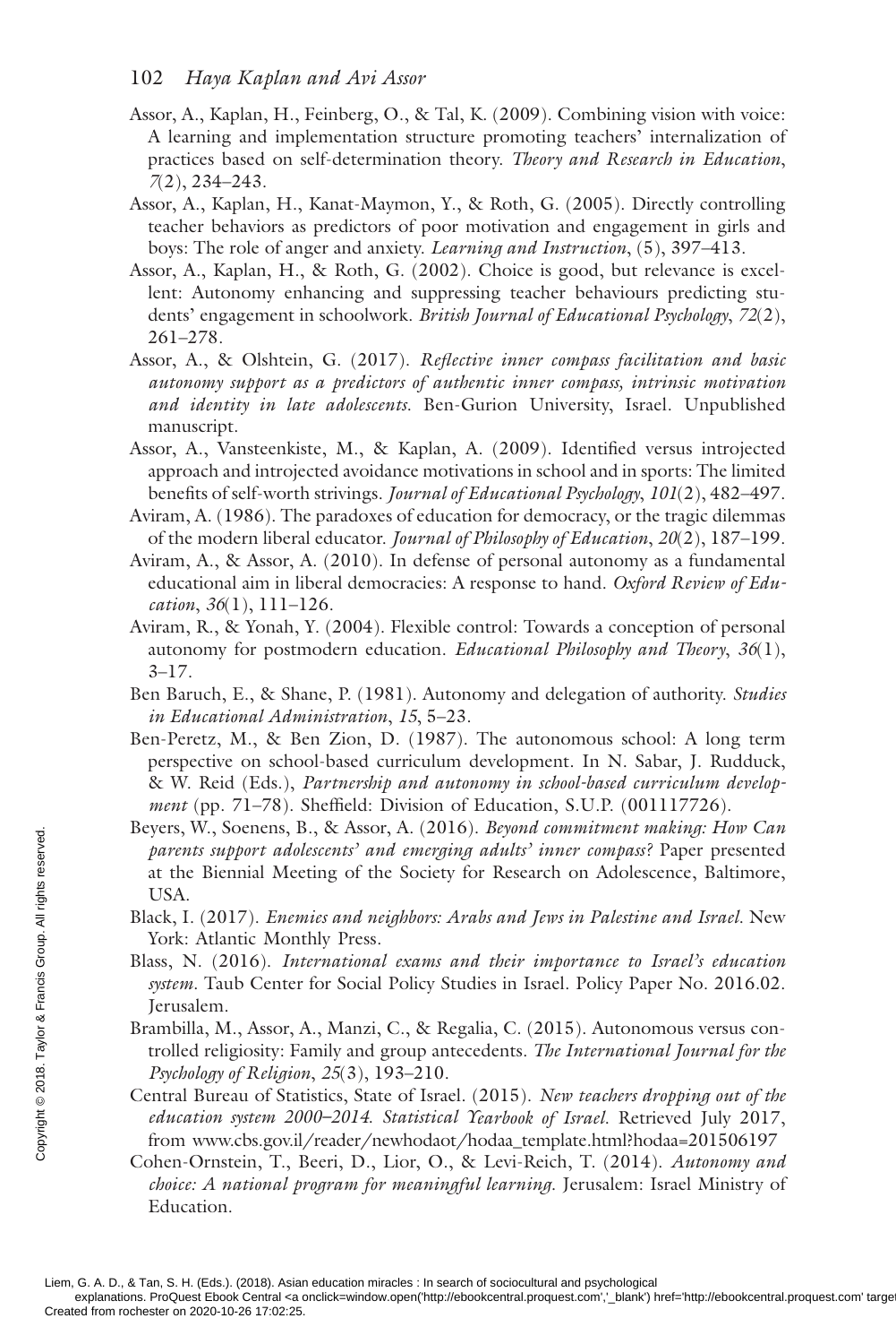Assor, A., Kaplan, H., Feinberg, O., & Tal, K. (2009). Combining vision with voice: A learning and implementation structure promoting teachers' internalization of practices based on self-determination theory. *Theory and Research in Education*, *7*(2), 234–243.

Assor, A., Kaplan, H., Kanat-Maymon, Y., & Roth, G. (2005). Directly controlling teacher behaviors as predictors of poor motivation and engagement in girls and boys: The role of anger and anxiety. *Learning and Instruction*, (5), 397–413.

Assor, A., Kaplan, H., & Roth, G. (2002). Choice is good, but relevance is excellent: Autonomy enhancing and suppressing teacher behaviours predicting students' engagement in schoolwork. *British Journal of Educational Psychology*, *72*(2), 261–278.

Assor, A., & Olshtein, G. (2017). *Reflective inner compass facilitation and basic autonomy support as a predictors of authentic inner compass, intrinsic motivation and identity in late adolescents.* Ben-Gurion University, Israel. Unpublished manuscript.

Assor, A., Vansteenkiste, M., & Kaplan, A. (2009). Identified versus introjected approach and introjected avoidance motivations in school and in sports: The limited benefits of self-worth strivings. *Journal of Educational Psychology*, *101*(2), 482–497.

Aviram, A. (1986). The paradoxes of education for democracy, or the tragic dilemmas of the modern liberal educator. *Journal of Philosophy of Education*, *20*(2), 187–199.

Aviram, A., & Assor, A. (2010). In defense of personal autonomy as a fundamental educational aim in liberal democracies: A response to hand. *Oxford Review of Education*, *36*(1), 111–126.

Aviram, R., & Yonah, Y. (2004). Flexible control: Towards a conception of personal autonomy for postmodern education. *Educational Philosophy and Theory*, *36*(1), 3–17.

Ben Baruch, E., & Shane, P. (1981). Autonomy and delegation of authority. *Studies in Educational Administration*, *15*, 5–23.

Ben-Peretz, M., & Ben Zion, D. (1987). The autonomous school: A long term perspective on school-based curriculum development. In N. Sabar, J. Rudduck, & W. Reid (Eds.), *Partnership and autonomy in school-based curriculum development* (pp. 71–78). Sheffield: Division of Education, S.U.P. (001117726).

Beyers, W., Soenens, B., & Assor, A. (2016). *Beyond commitment making: How Can parents support adolescents' and emerging adults' inner compass*? Paper presented at the Biennial Meeting of the Society for Research on Adolescence, Baltimore, USA.

Black, I. (2017). *Enemies and neighbors: Arabs and Jews in Palestine and Israel*. New York: Atlantic Monthly Press.

Blass, N. (2016). *International exams and their importance to Israel's education system*. Taub Center for Social Policy Studies in Israel. Policy Paper No. 2016.02. Jerusalem.

Brambilla, M., Assor, A., Manzi, C., & Regalia, C. (2015). Autonomous versus controlled religiosity: Family and group antecedents. *The International Journal for the Psychology of Religion*, *25*(3), 193–210.

Central Bureau of Statistics, State of Israel. (2015). *New teachers dropping out of the education system 2000–2014. Statistical Yearbook of Israel*. Retrieved July 2017, from www.cbs.gov.il/reader/newhodaot/hodaa_template.html?hodaa=201506197

Cohen-Ornstein, T., Beeri, D., Lior, O., & Levi-Reich, T. (2014). *Autonomy and choice: A national program for meaningful learning*. Jerusalem: Israel Ministry of Education.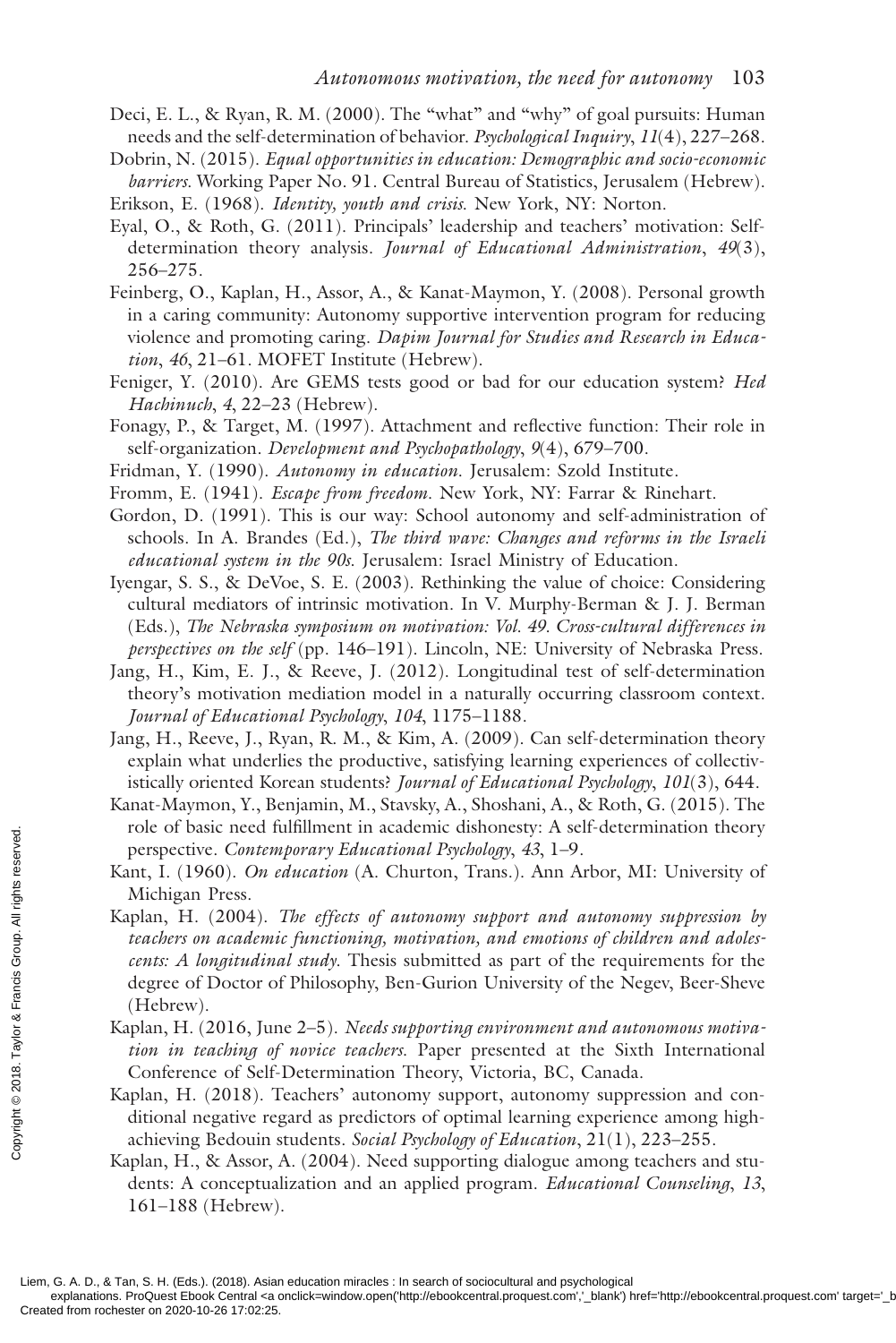Deci, E. L., & Ryan, R. M. (2000). The "what" and "why" of goal pursuits: Human needs and the self-determination of behavior. *Psychological Inquiry*, *11*(4), 227–268.

Dobrin, N. (2015). *Equal opportunities in education: Demographic and socio-economic barriers*. Working Paper No. 91. Central Bureau of Statistics, Jerusalem (Hebrew).

Erikson, E. (1968). *Identity, youth and crisis*. New York, NY: Norton.

Eyal, O., & Roth, G. (2011). Principals' leadership and teachers' motivation: Self-determination theory analysis. *Journal of Educational Administration*, *49*(3), 256–275.

Feinberg, O., Kaplan, H., Assor, A., & Kanat-Maymon, Y. (2008). Personal growth in a caring community: Autonomy supportive intervention program for reducing violence and promoting caring. *Dapim Journal for Studies and Research in Education*, *46*, 21–61. MOFET Institute (Hebrew).

Feniger, Y. (2010). Are GEMS tests good or bad for our education system? *Hed Hachinuch*, *4*, 22–23 (Hebrew).

Fonagy, P., & Target, M. (1997). Attachment and reflective function: Their role in self-organization. *Development and Psychopathology*, *9*(4), 679–700.

Fridman, Y. (1990). *Autonomy in education*. Jerusalem: Szold Institute.

Fromm, E. (1941). *Escape from freedom*. New York, NY: Farrar & Rinehart.

Gordon, D. (1991). This is our way: School autonomy and self-administration of schools. In A. Brandes (Ed.), *The third wave: Changes and reforms in the Israeli educational system in the 90s*. Jerusalem: Israel Ministry of Education.

Iyengar, S. S., & DeVoe, S. E. (2003). Rethinking the value of choice: Considering cultural mediators of intrinsic motivation. In V. Murphy-Berman & J. J. Berman (Eds.), *The Nebraska symposium on motivation: Vol. 49. Cross-cultural differences in perspectives on the self* (pp. 146–191). Lincoln, NE: University of Nebraska Press.

Jang, H., Kim, E. J., & Reeve, J. (2012). Longitudinal test of self-determination theory's motivation mediation model in a naturally occurring classroom context. *Journal of Educational Psychology*, *104*, 1175–1188.

Jang, H., Reeve, J., Ryan, R. M., & Kim, A. (2009). Can self-determination theory explain what underlies the productive, satisfying learning experiences of collectivistically oriented Korean students? *Journal of Educational Psychology*, *101*(3), 644.

Kanat-Maymon, Y., Benjamin, M., Stavsky, A., Shoshani, A., & Roth, G. (2015). The role of basic need fulfillment in academic dishonesty: A self-determination theory perspective. *Contemporary Educational Psychology*, *43*, 1–9.

Kant, I. (1960). *On education* (A. Churton, Trans.). Ann Arbor, MI: University of Michigan Press.

Kaplan, H. (2004). *The effects of autonomy support and autonomy suppression by teachers on academic functioning, motivation, and emotions of children and adolescents: A longitudinal study*. Thesis submitted as part of the requirements for the degree of Doctor of Philosophy, Ben-Gurion University of the Negev, Beer-Sheve (Hebrew).

Kaplan, H. (2016, June 2–5). *Needs supporting environment and autonomous motivation in teaching of novice teachers*. Paper presented at the Sixth International Conference of Self-Determination Theory, Victoria, BC, Canada.

Kaplan, H. (2018). Teachers' autonomy support, autonomy suppression and conditional negative regard as predictors of optimal learning experience among high-achieving Bedouin students. *Social Psychology of Education*, 21(1), 223–255.

Kaplan, H., & Assor, A. (2004). Need supporting dialogue among teachers and students: A conceptualization and an applied program. *Educational Counseling*, *13*, 161–188 (Hebrew).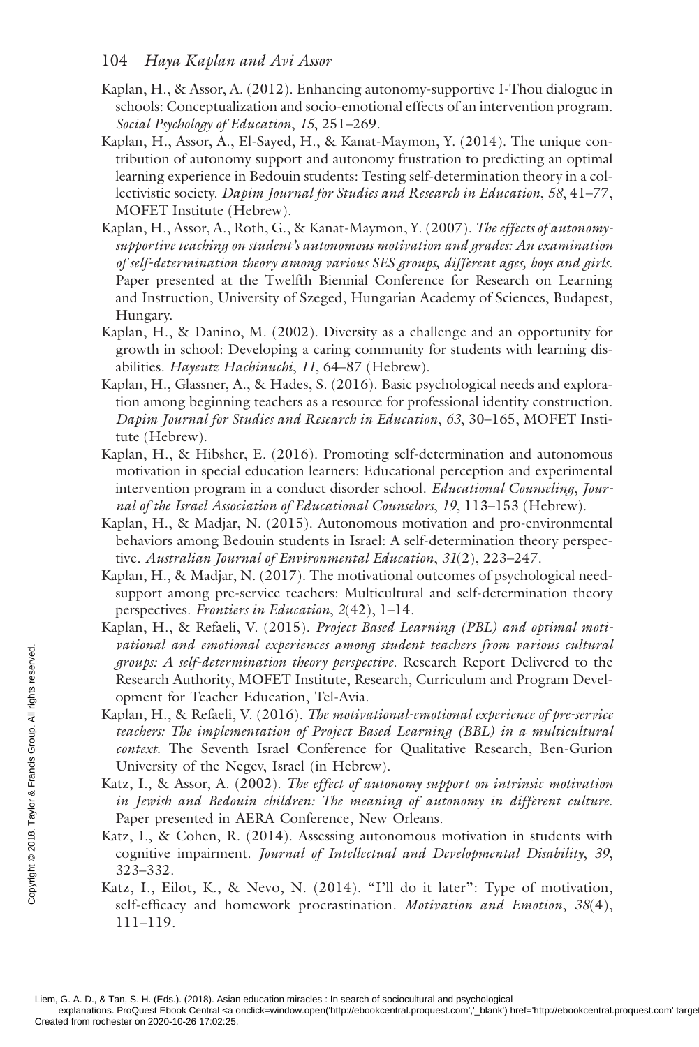Kaplan, H., & Assor, A. (2012). Enhancing autonomy-supportive I-Thou dialogue in schools: Conceptualization and socio-emotional effects of an intervention program. *Social Psychology of Education*, *15*, 251–269.

Kaplan, H., Assor, A., El-Sayed, H., & Kanat-Maymon, Y. (2014). The unique contribution of autonomy support and autonomy frustration to predicting an optimal learning experience in Bedouin students: Testing self-determination theory in a collectivistic society. *Dapim Journal for Studies and Research in Education*, *58*, 41–77, MOFET Institute (Hebrew).

Kaplan, H., Assor, A., Roth, G., & Kanat-Maymon, Y. (2007). *The effects of autonomy-supportive teaching on student's autonomous motivation and grades: An examination of self-determination theory among various SES groups, different ages, boys and girls.* Paper presented at the Twelfth Biennial Conference for Research on Learning and Instruction, University of Szeged, Hungarian Academy of Sciences, Budapest, Hungary.

Kaplan, H., & Danino, M. (2002). Diversity as a challenge and an opportunity for growth in school: Developing a caring community for students with learning disabilities. *Hayeutz Hachinuchi*, *11*, 64–87 (Hebrew).

Kaplan, H., Glassner, A., & Hades, S. (2016). Basic psychological needs and exploration among beginning teachers as a resource for professional identity construction. *Dapim Journal for Studies and Research in Education*, *63*, 30–165, MOFET Institute (Hebrew).

Kaplan, H., & Hibsher, E. (2016). Promoting self-determination and autonomous motivation in special education learners: Educational perception and experimental intervention program in a conduct disorder school. *Educational Counseling, Journal of the Israel Association of Educational Counselors*, *19*, 113–153 (Hebrew).

Kaplan, H., & Madjar, N. (2015). Autonomous motivation and pro-environmental behaviors among Bedouin students in Israel: A self-determination theory perspective. *Australian Journal of Environmental Education*, *31*(2), 223–247.

Kaplan, H., & Madjar, N. (2017). The motivational outcomes of psychological need-support among pre-service teachers: Multicultural and self-determination theory perspectives. *Frontiers in Education*, *2*(42), 1–14.

Kaplan, H., & Refaeli, V. (2015). *Project Based Learning (PBL) and optimal motivational and emotional experiences among student teachers from various cultural groups: A self-determination theory perspective*. Research Report Delivered to the Research Authority, MOFET Institute, Research, Curriculum and Program Development for Teacher Education, Tel-Avia.

Kaplan, H., & Refaeli, V. (2016). *The motivational-emotional experience of pre-service teachers: The implementation of Project Based Learning (BBL) in a multicultural context*. The Seventh Israel Conference for Qualitative Research, Ben-Gurion University of the Negev, Israel (in Hebrew).

Katz, I., & Assor, A. (2002). *The effect of autonomy support on intrinsic motivation in Jewish and Bedouin children: The meaning of autonomy in different culture*. Paper presented in AERA Conference, New Orleans.

Katz, I., & Cohen, R. (2014). Assessing autonomous motivation in students with cognitive impairment. *Journal of Intellectual and Developmental Disability*, *39*, 323–332.

Katz, I., Eilot, K., & Nevo, N. (2014). "I'll do it later": Type of motivation, self-efficacy and homework procrastination. *Motivation and Emotion*, *38*(4), 111–119.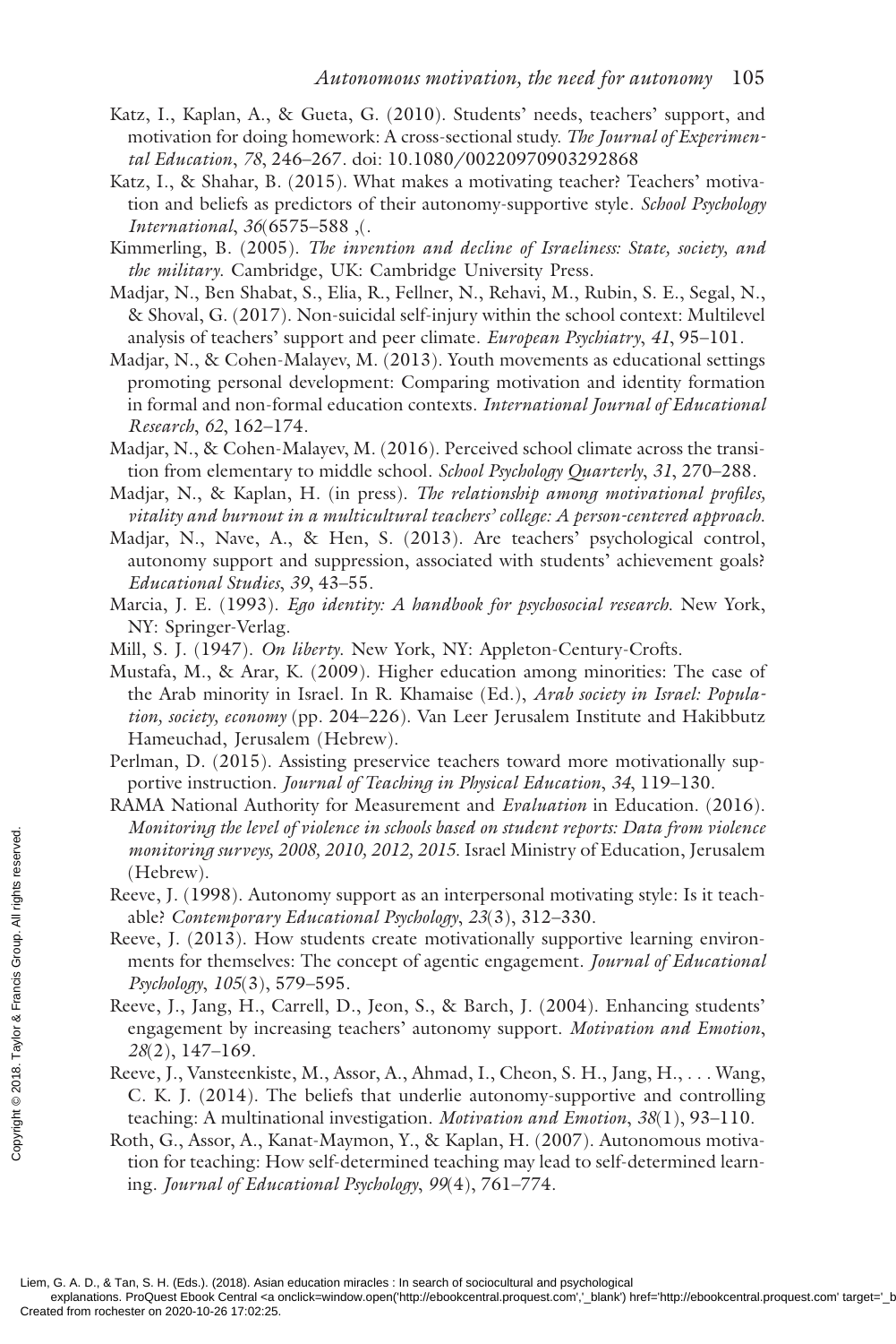Katz, I., Kaplan, A., & Gueta, G. (2010). Students' needs, teachers' support, and motivation for doing homework: A cross-sectional study. *The Journal of Experimental Education*, *78*, 246–267. doi: 10.1080/00220970903292868

Katz, I., & Shahar, B. (2015). What makes a motivating teacher? Teachers' motivation and beliefs as predictors of their autonomy-supportive style. *School Psychology International*, *36*(6575–588 ,(.

Kimmerling, B. (2005). *The invention and decline of Israeliness: State, society, and the military*. Cambridge, UK: Cambridge University Press.

Madjar, N., Ben Shabat, S., Elia, R., Fellner, N., Rehavi, M., Rubin, S. E., Segal, N., & Shoval, G. (2017). Non-suicidal self-injury within the school context: Multilevel analysis of teachers' support and peer climate. *European Psychiatry*, *41*, 95–101.

Madjar, N., & Cohen-Malayev, M. (2013). Youth movements as educational settings promoting personal development: Comparing motivation and identity formation in formal and non-formal education contexts. *International Journal of Educational Research*, *62*, 162–174.

Madjar, N., & Cohen-Malayev, M. (2016). Perceived school climate across the transition from elementary to middle school. *School Psychology Quarterly*, *31*, 270–288.

Madjar, N., & Kaplan, H. (in press). *The relationship among motivational profiles, vitality and burnout in a multicultural teachers' college: A person-centered approach*.

Madjar, N., Nave, A., & Hen, S. (2013). Are teachers' psychological control, autonomy support and suppression, associated with students' achievement goals? *Educational Studies*, *39*, 43–55.

Marcia, J. E. (1993). *Ego identity: A handbook for psychosocial research*. New York, NY: Springer-Verlag.

Mill, S. J. (1947). *On liberty*. New York, NY: Appleton-Century-Crofts.

Mustafa, M., & Arar, K. (2009). Higher education among minorities: The case of the Arab minority in Israel. In R. Khamaise (Ed.), *Arab society in Israel: Population, society, economy* (pp. 204–226). Van Leer Jerusalem Institute and Hakibbutz Hameuchad, Jerusalem (Hebrew).

Perlman, D. (2015). Assisting preservice teachers toward more motivationally supportive instruction. *Journal of Teaching in Physical Education*, *34*, 119–130.

RAMA National Authority for Measurement and *Evaluation* in Education. (2016). *Monitoring the level of violence in schools based on student reports: Data from violence monitoring surveys, 2008, 2010, 2012, 2015*. Israel Ministry of Education, Jerusalem (Hebrew).

Reeve, J. (1998). Autonomy support as an interpersonal motivating style: Is it teachable? *Contemporary Educational Psychology*, *23*(3), 312–330.

Reeve, J. (2013). How students create motivationally supportive learning environments for themselves: The concept of agentic engagement. *Journal of Educational Psychology*, *105*(3), 579–595.

Reeve, J., Jang, H., Carrell, D., Jeon, S., & Barch, J. (2004). Enhancing students' engagement by increasing teachers' autonomy support. *Motivation and Emotion*, *28*(2), 147–169.

Reeve, J., Vansteenkiste, M., Assor, A., Ahmad, I., Cheon, S. H., Jang, H., . . . Wang, C. K. J. (2014). The beliefs that underlie autonomy-supportive and controlling teaching: A multinational investigation. *Motivation and Emotion*, *38*(1), 93–110.

Roth, G., Assor, A., Kanat-Maymon, Y., & Kaplan, H. (2007). Autonomous motivation for teaching: How self-determined teaching may lead to self-determined learning. *Journal of Educational Psychology*, *99*(4), 761–774.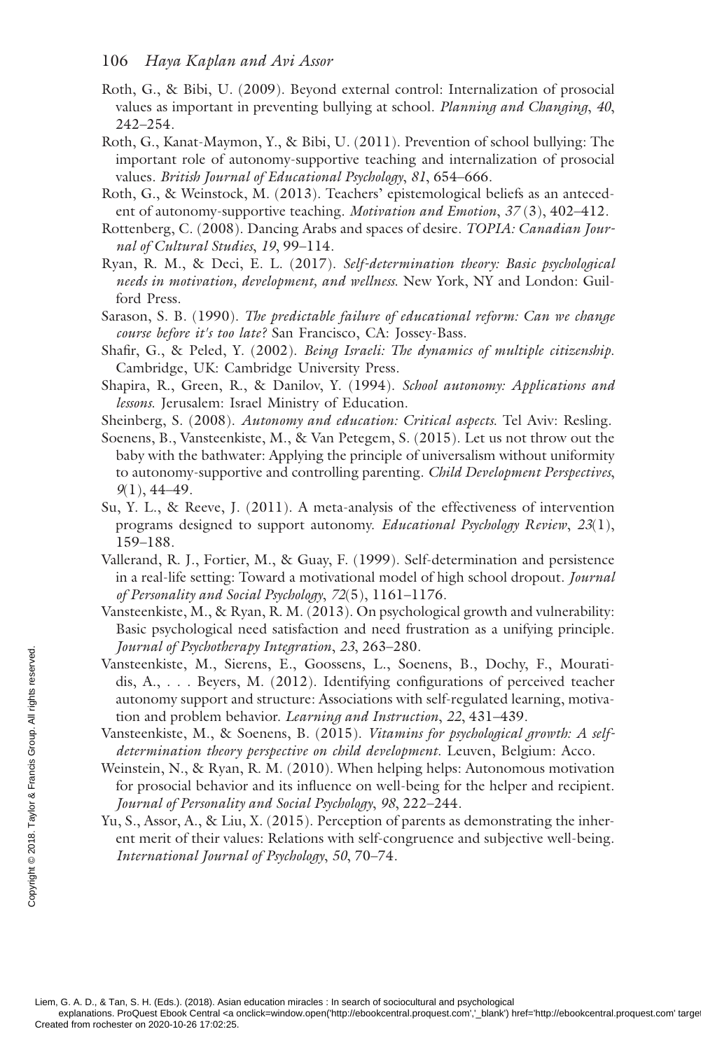Roth, G., & Bibi, U. (2009). Beyond external control: Internalization of prosocial values as important in preventing bullying at school. *Planning and Changing*, *40*, 242–254.

Roth, G., Kanat-Maymon, Y., & Bibi, U. (2011). Prevention of school bullying: The important role of autonomy-supportive teaching and internalization of prosocial values. *British Journal of Educational Psychology*, *81*, 654–666.

Roth, G., & Weinstock, M. (2013). Teachers' epistemological beliefs as an antecedent of autonomy-supportive teaching. *Motivation and Emotion*, *37* (3), 402–412.

Rottenberg, C. (2008). Dancing Arabs and spaces of desire. *TOPIA: Canadian Journal of Cultural Studies*, *19*, 99–114.

Ryan, R. M., & Deci, E. L. (2017). *Self-determination theory: Basic psychological needs in motivation, development, and wellness.* New York, NY and London: Guilford Press.

Sarason, S. B. (1990). *The predictable failure of educational reform: Can we change course before it's too late?* San Francisco, CA: Jossey-Bass.

Shafir, G., & Peled, Y. (2002). *Being Israeli: The dynamics of multiple citizenship.* Cambridge, UK: Cambridge University Press.

Shapira, R., Green, R., & Danilov, Y. (1994). *School autonomy: Applications and lessons.* Jerusalem: Israel Ministry of Education.

Sheinberg, S. (2008). *Autonomy and education: Critical aspects.* Tel Aviv: Resling.

Soenens, B., Vansteenkiste, M., & Van Petegem, S. (2015). Let us not throw out the baby with the bathwater: Applying the principle of universalism without uniformity to autonomy-supportive and controlling parenting. *Child Development Perspectives*, *9*(1), 44–49.

Su, Y. L., & Reeve, J. (2011). A meta-analysis of the effectiveness of intervention programs designed to support autonomy. *Educational Psychology Review*, *23*(1), 159–188.

Vallerand, R. J., Fortier, M., & Guay, F. (1999). Self-determination and persistence in a real-life setting: Toward a motivational model of high school dropout. *Journal of Personality and Social Psychology*, *72*(5), 1161–1176.

Vansteenkiste, M., & Ryan, R. M. (2013). On psychological growth and vulnerability: Basic psychological need satisfaction and need frustration as a unifying principle. *Journal of Psychotherapy Integration*, *23*, 263–280.

Vansteenkiste, M., Sierens, E., Goossens, L., Soenens, B., Dochy, F., Mouratidis, A., . . . Beyers, M. (2012). Identifying configurations of perceived teacher autonomy support and structure: Associations with self-regulated learning, motivation and problem behavior. *Learning and Instruction*, *22*, 431–439.

Vansteenkiste, M., & Soenens, B. (2015). *Vitamins for psychological growth: A self-determination theory perspective on child development.* Leuven, Belgium: Acco.

Weinstein, N., & Ryan, R. M. (2010). When helping helps: Autonomous motivation for prosocial behavior and its influence on well-being for the helper and recipient. *Journal of Personality and Social Psychology*, *98*, 222–244.

Yu, S., Assor, A., & Liu, X. (2015). Perception of parents as demonstrating the inherent merit of their values: Relations with self-congruence and subjective well-being. *International Journal of Psychology*, *50*, 70–74.